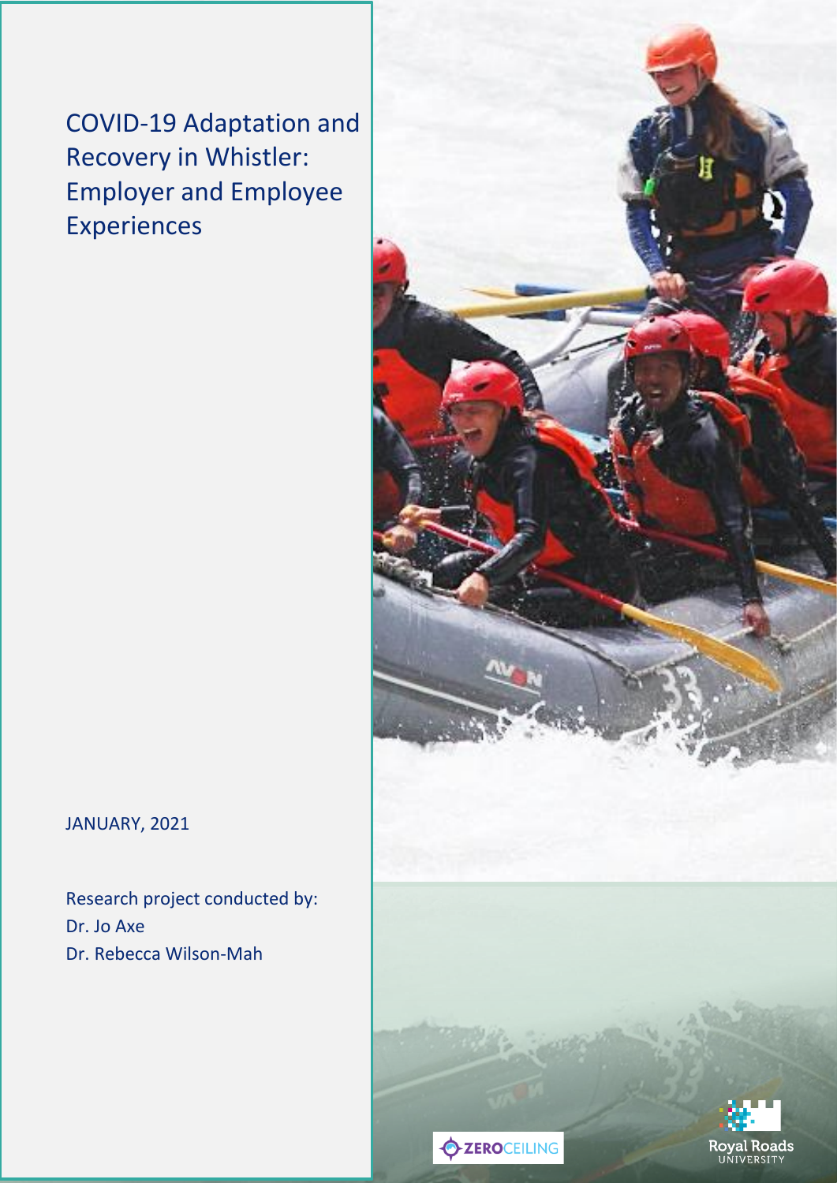# COVID-19 Adaptation and Recovery in Whistler: Employer and Employee Experiences

JANUARY, 2021

Research project conducted by:
Dr. Jo Axe
Dr. Rebecca Wilson-Mah

ZEROCEILING

Royal Roads UNIVERSITY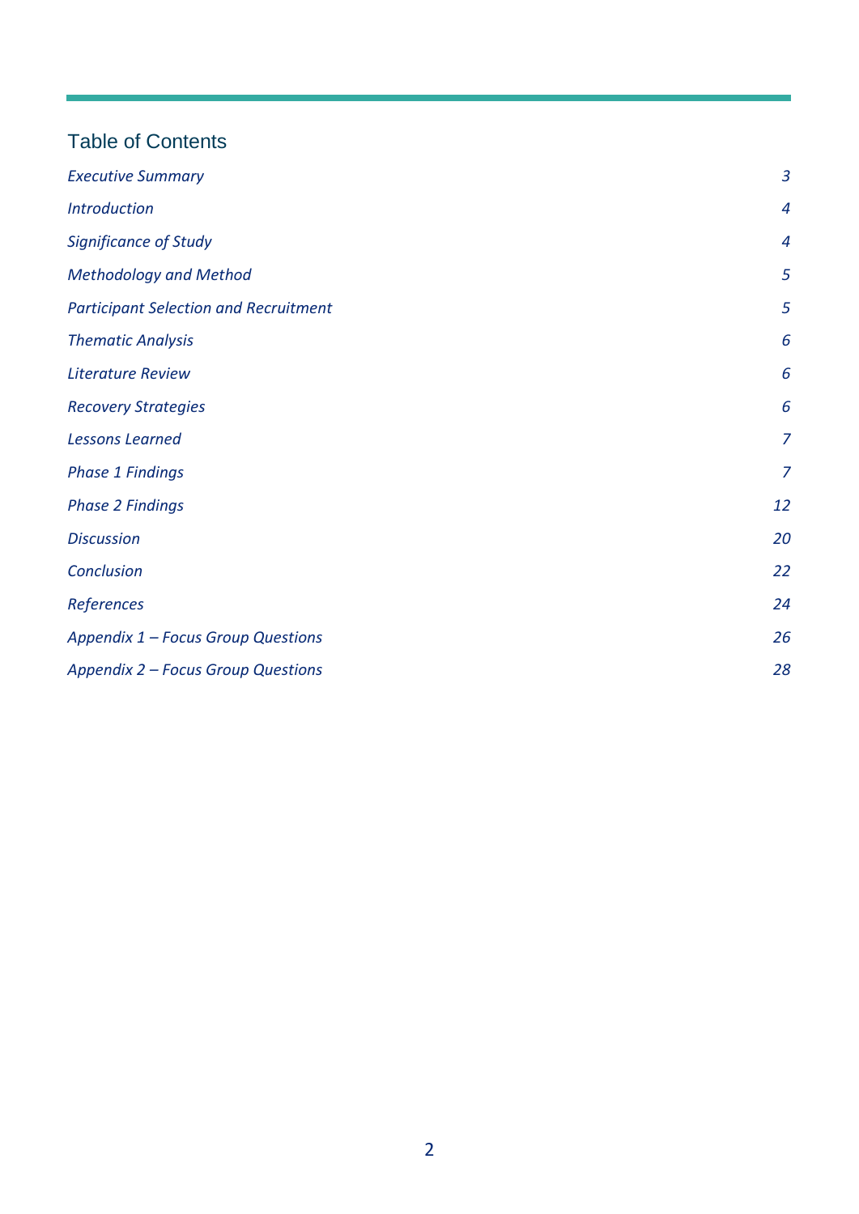# Table of Contents

| | |
|---|---|
| *Executive Summary* | *3* |
| *Introduction* | *4* |
| *Significance of Study* | *4* |
| *Methodology and Method* | *5* |
| *Participant Selection and Recruitment* | *5* |
| *Thematic Analysis* | *6* |
| *Literature Review* | *6* |
| *Recovery Strategies* | *6* |
| *Lessons Learned* | *7* |
| *Phase 1 Findings* | *7* |
| *Phase 2 Findings* | *12* |
| *Discussion* | *20* |
| *Conclusion* | *22* |
| *References* | *24* |
| *Appendix 1 – Focus Group Questions* | *26* |
| *Appendix 2 – Focus Group Questions* | *28* |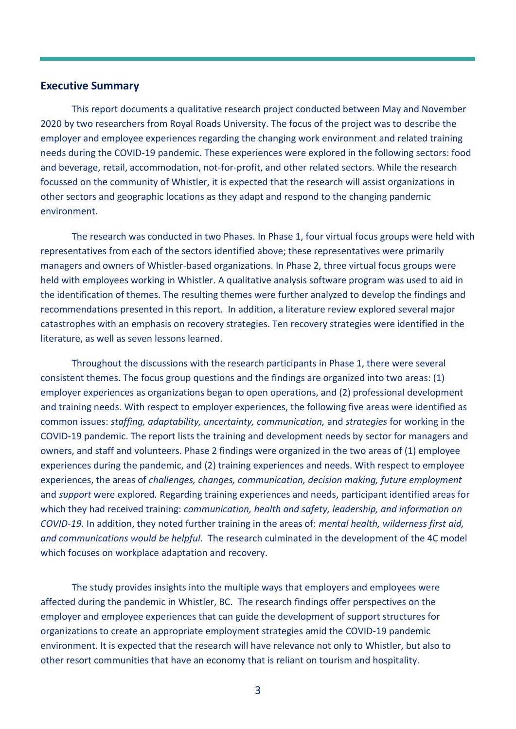## Executive Summary

This report documents a qualitative research project conducted between May and November 2020 by two researchers from Royal Roads University. The focus of the project was to describe the employer and employee experiences regarding the changing work environment and related training needs during the COVID-19 pandemic. These experiences were explored in the following sectors: food and beverage, retail, accommodation, not-for-profit, and other related sectors. While the research focussed on the community of Whistler, it is expected that the research will assist organizations in other sectors and geographic locations as they adapt and respond to the changing pandemic environment.

The research was conducted in two Phases. In Phase 1, four virtual focus groups were held with representatives from each of the sectors identified above; these representatives were primarily managers and owners of Whistler-based organizations. In Phase 2, three virtual focus groups were held with employees working in Whistler. A qualitative analysis software program was used to aid in the identification of themes. The resulting themes were further analyzed to develop the findings and recommendations presented in this report. In addition, a literature review explored several major catastrophes with an emphasis on recovery strategies. Ten recovery strategies were identified in the literature, as well as seven lessons learned.

Throughout the discussions with the research participants in Phase 1, there were several consistent themes. The focus group questions and the findings are organized into two areas: (1) employer experiences as organizations began to open operations, and (2) professional development and training needs. With respect to employer experiences, the following five areas were identified as common issues: *staffing, adaptability, uncertainty, communication,* and *strategies* for working in the COVID-19 pandemic. The report lists the training and development needs by sector for managers and owners, and staff and volunteers. Phase 2 findings were organized in the two areas of (1) employee experiences during the pandemic, and (2) training experiences and needs. With respect to employee experiences, the areas of *challenges, changes, communication, decision making, future employment* and *support* were explored. Regarding training experiences and needs, participant identified areas for which they had received training: *communication, health and safety, leadership, and information on COVID-19.* In addition, they noted further training in the areas of: *mental health, wilderness first aid, and communications would be helpful*. The research culminated in the development of the 4C model which focuses on workplace adaptation and recovery.

The study provides insights into the multiple ways that employers and employees were affected during the pandemic in Whistler, BC. The research findings offer perspectives on the employer and employee experiences that can guide the development of support structures for organizations to create an appropriate employment strategies amid the COVID-19 pandemic environment. It is expected that the research will have relevance not only to Whistler, but also to other resort communities that have an economy that is reliant on tourism and hospitality.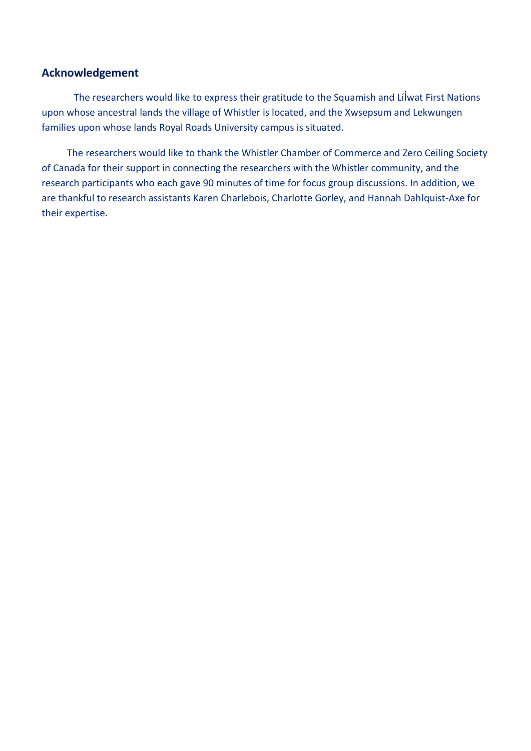## Acknowledgement

The researchers would like to express their gratitude to the Squamish and Lil̓wat First Nations upon whose ancestral lands the village of Whistler is located, and the Xwsepsum and Lekwungen families upon whose lands Royal Roads University campus is situated.

The researchers would like to thank the Whistler Chamber of Commerce and Zero Ceiling Society of Canada for their support in connecting the researchers with the Whistler community, and the research participants who each gave 90 minutes of time for focus group discussions. In addition, we are thankful to research assistants Karen Charlebois, Charlotte Gorley, and Hannah Dahlquist-Axe for their expertise.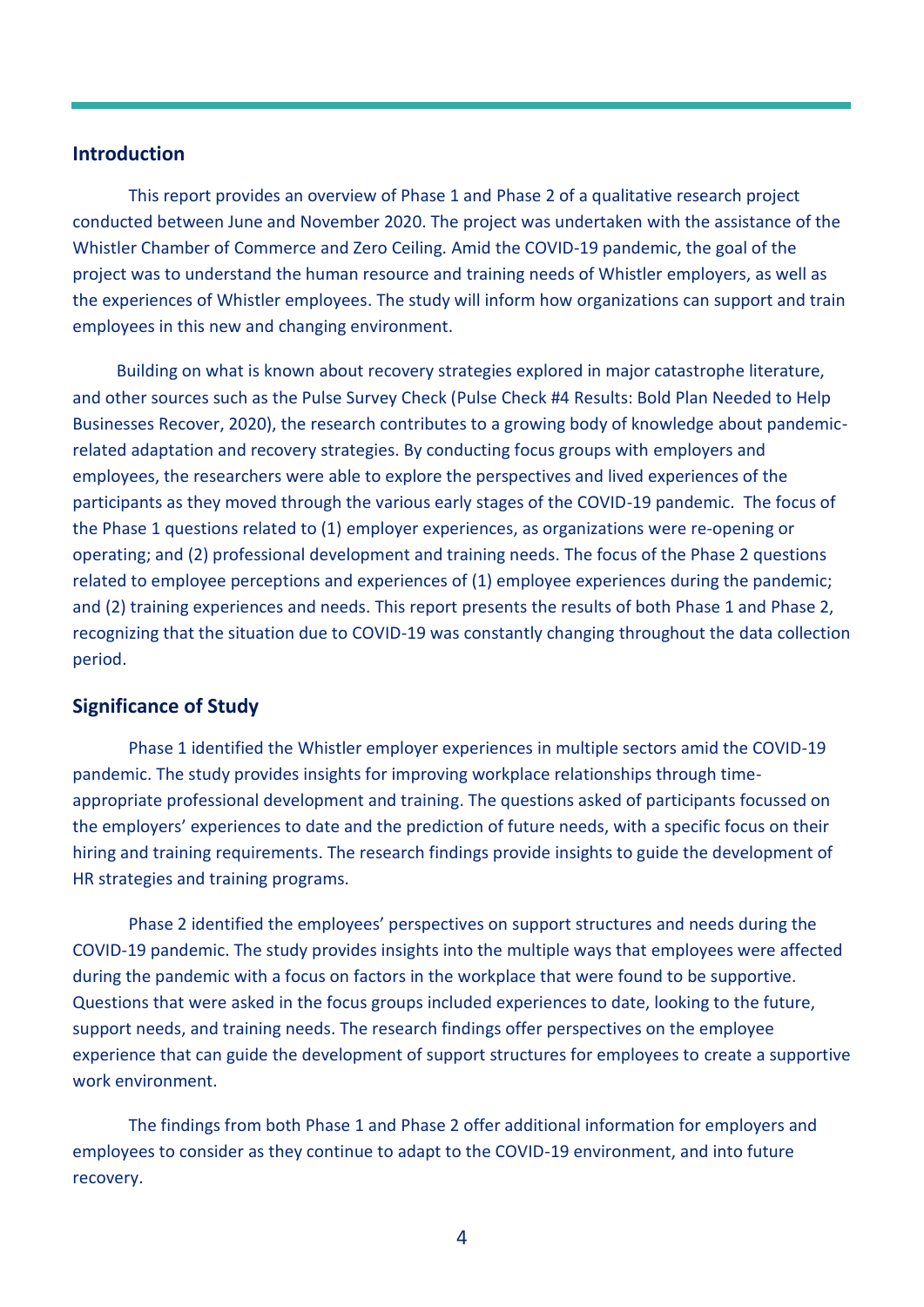## Introduction

This report provides an overview of Phase 1 and Phase 2 of a qualitative research project conducted between June and November 2020. The project was undertaken with the assistance of the Whistler Chamber of Commerce and Zero Ceiling. Amid the COVID-19 pandemic, the goal of the project was to understand the human resource and training needs of Whistler employers, as well as the experiences of Whistler employees. The study will inform how organizations can support and train employees in this new and changing environment.

Building on what is known about recovery strategies explored in major catastrophe literature, and other sources such as the Pulse Survey Check (Pulse Check #4 Results: Bold Plan Needed to Help Businesses Recover, 2020), the research contributes to a growing body of knowledge about pandemic-related adaptation and recovery strategies. By conducting focus groups with employers and employees, the researchers were able to explore the perspectives and lived experiences of the participants as they moved through the various early stages of the COVID-19 pandemic. The focus of the Phase 1 questions related to (1) employer experiences, as organizations were re-opening or operating; and (2) professional development and training needs. The focus of the Phase 2 questions related to employee perceptions and experiences of (1) employee experiences during the pandemic; and (2) training experiences and needs. This report presents the results of both Phase 1 and Phase 2, recognizing that the situation due to COVID-19 was constantly changing throughout the data collection period.

## Significance of Study

Phase 1 identified the Whistler employer experiences in multiple sectors amid the COVID-19 pandemic. The study provides insights for improving workplace relationships through time-appropriate professional development and training. The questions asked of participants focussed on the employers' experiences to date and the prediction of future needs, with a specific focus on their hiring and training requirements. The research findings provide insights to guide the development of HR strategies and training programs.

Phase 2 identified the employees' perspectives on support structures and needs during the COVID-19 pandemic. The study provides insights into the multiple ways that employees were affected during the pandemic with a focus on factors in the workplace that were found to be supportive. Questions that were asked in the focus groups included experiences to date, looking to the future, support needs, and training needs. The research findings offer perspectives on the employee experience that can guide the development of support structures for employees to create a supportive work environment.

The findings from both Phase 1 and Phase 2 offer additional information for employers and employees to consider as they continue to adapt to the COVID-19 environment, and into future recovery.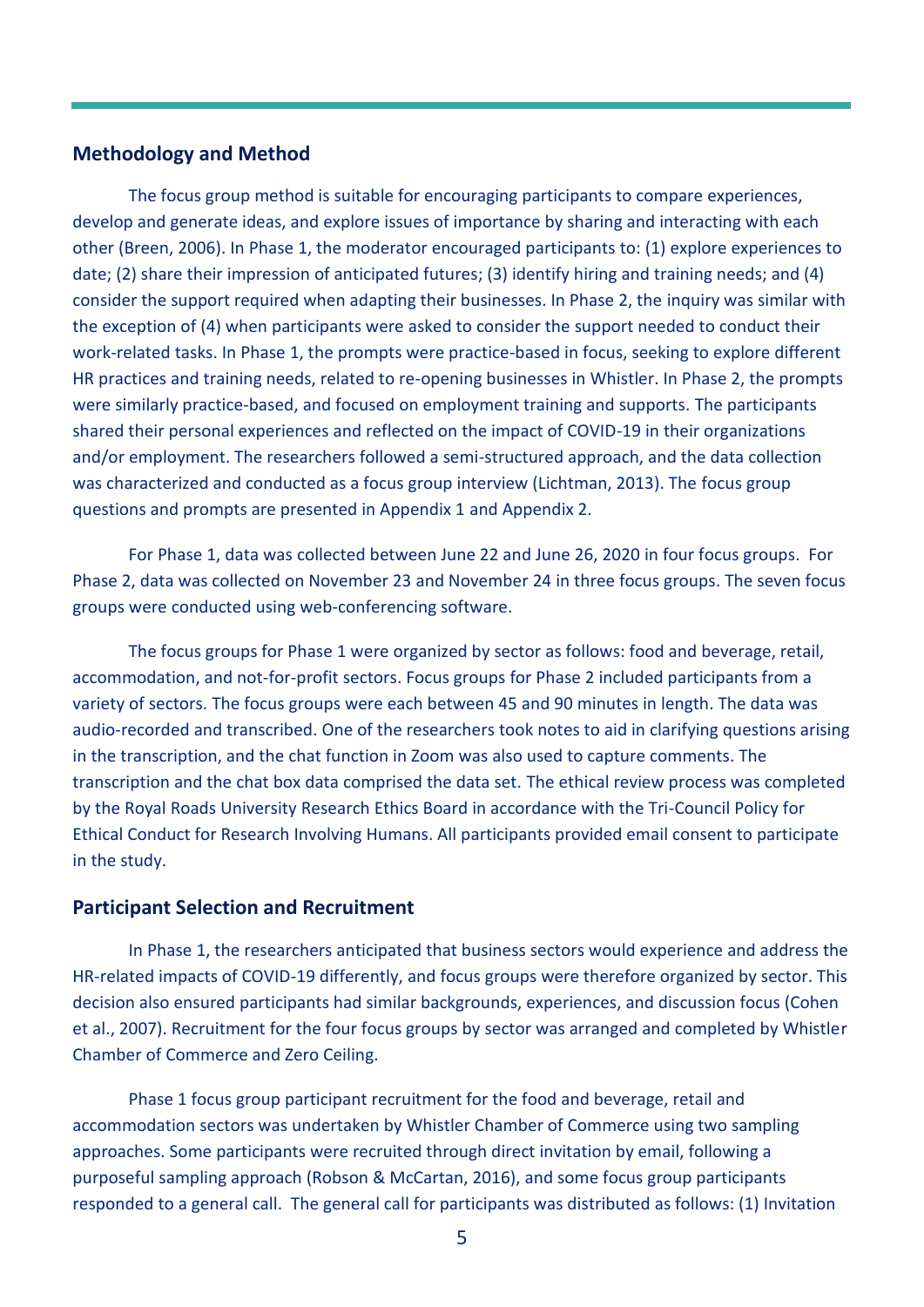## Methodology and Method

The focus group method is suitable for encouraging participants to compare experiences, develop and generate ideas, and explore issues of importance by sharing and interacting with each other (Breen, 2006). In Phase 1, the moderator encouraged participants to: (1) explore experiences to date; (2) share their impression of anticipated futures; (3) identify hiring and training needs; and (4) consider the support required when adapting their businesses. In Phase 2, the inquiry was similar with the exception of (4) when participants were asked to consider the support needed to conduct their work-related tasks. In Phase 1, the prompts were practice-based in focus, seeking to explore different HR practices and training needs, related to re-opening businesses in Whistler. In Phase 2, the prompts were similarly practice-based, and focused on employment training and supports. The participants shared their personal experiences and reflected on the impact of COVID-19 in their organizations and/or employment. The researchers followed a semi-structured approach, and the data collection was characterized and conducted as a focus group interview (Lichtman, 2013). The focus group questions and prompts are presented in Appendix 1 and Appendix 2.

For Phase 1, data was collected between June 22 and June 26, 2020 in four focus groups. For Phase 2, data was collected on November 23 and November 24 in three focus groups. The seven focus groups were conducted using web-conferencing software.

The focus groups for Phase 1 were organized by sector as follows: food and beverage, retail, accommodation, and not-for-profit sectors. Focus groups for Phase 2 included participants from a variety of sectors. The focus groups were each between 45 and 90 minutes in length. The data was audio-recorded and transcribed. One of the researchers took notes to aid in clarifying questions arising in the transcription, and the chat function in Zoom was also used to capture comments. The transcription and the chat box data comprised the data set. The ethical review process was completed by the Royal Roads University Research Ethics Board in accordance with the Tri-Council Policy for Ethical Conduct for Research Involving Humans. All participants provided email consent to participate in the study.

## Participant Selection and Recruitment

In Phase 1, the researchers anticipated that business sectors would experience and address the HR-related impacts of COVID-19 differently, and focus groups were therefore organized by sector. This decision also ensured participants had similar backgrounds, experiences, and discussion focus (Cohen et al., 2007). Recruitment for the four focus groups by sector was arranged and completed by Whistler Chamber of Commerce and Zero Ceiling.

Phase 1 focus group participant recruitment for the food and beverage, retail and accommodation sectors was undertaken by Whistler Chamber of Commerce using two sampling approaches. Some participants were recruited through direct invitation by email, following a purposeful sampling approach (Robson & McCartan, 2016), and some focus group participants responded to a general call. The general call for participants was distributed as follows: (1) Invitation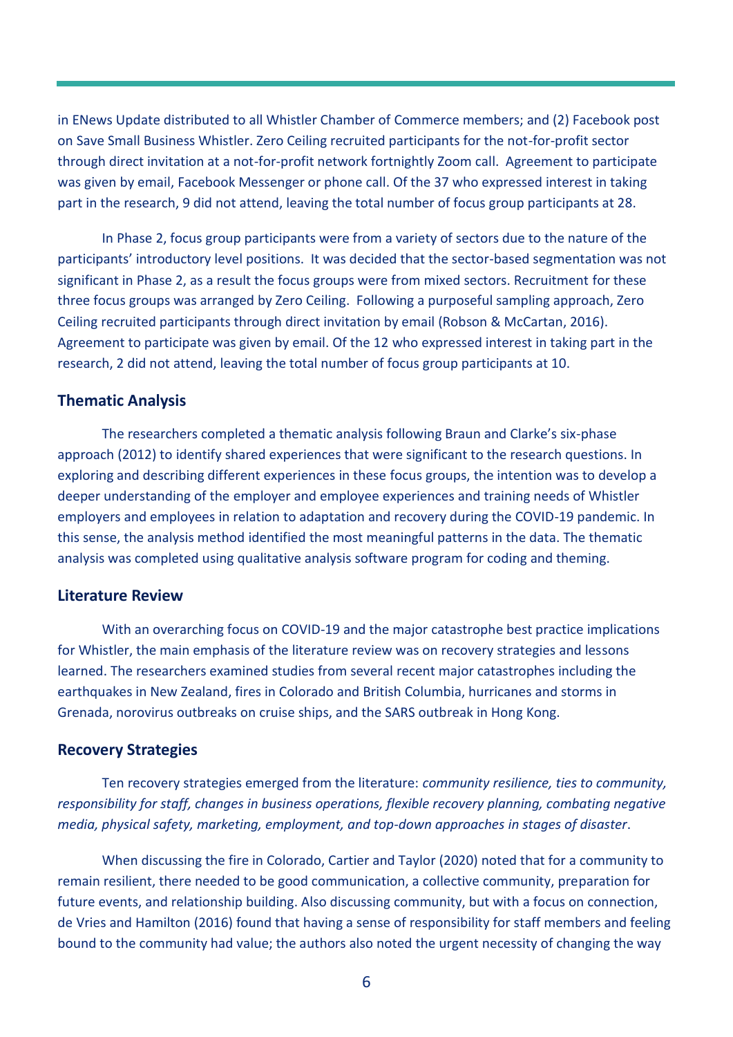in ENews Update distributed to all Whistler Chamber of Commerce members; and (2) Facebook post on Save Small Business Whistler. Zero Ceiling recruited participants for the not-for-profit sector through direct invitation at a not-for-profit network fortnightly Zoom call. Agreement to participate was given by email, Facebook Messenger or phone call. Of the 37 who expressed interest in taking part in the research, 9 did not attend, leaving the total number of focus group participants at 28.

In Phase 2, focus group participants were from a variety of sectors due to the nature of the participants' introductory level positions. It was decided that the sector-based segmentation was not significant in Phase 2, as a result the focus groups were from mixed sectors. Recruitment for these three focus groups was arranged by Zero Ceiling. Following a purposeful sampling approach, Zero Ceiling recruited participants through direct invitation by email (Robson & McCartan, 2016). Agreement to participate was given by email. Of the 12 who expressed interest in taking part in the research, 2 did not attend, leaving the total number of focus group participants at 10.

## Thematic Analysis

The researchers completed a thematic analysis following Braun and Clarke's six-phase approach (2012) to identify shared experiences that were significant to the research questions. In exploring and describing different experiences in these focus groups, the intention was to develop a deeper understanding of the employer and employee experiences and training needs of Whistler employers and employees in relation to adaptation and recovery during the COVID-19 pandemic. In this sense, the analysis method identified the most meaningful patterns in the data. The thematic analysis was completed using qualitative analysis software program for coding and theming.

## Literature Review

With an overarching focus on COVID-19 and the major catastrophe best practice implications for Whistler, the main emphasis of the literature review was on recovery strategies and lessons learned. The researchers examined studies from several recent major catastrophes including the earthquakes in New Zealand, fires in Colorado and British Columbia, hurricanes and storms in Grenada, norovirus outbreaks on cruise ships, and the SARS outbreak in Hong Kong.

## Recovery Strategies

Ten recovery strategies emerged from the literature: *community resilience, ties to community, responsibility for staff, changes in business operations, flexible recovery planning, combating negative media, physical safety, marketing, employment, and top-down approaches in stages of disaster*.

When discussing the fire in Colorado, Cartier and Taylor (2020) noted that for a community to remain resilient, there needed to be good communication, a collective community, preparation for future events, and relationship building. Also discussing community, but with a focus on connection, de Vries and Hamilton (2016) found that having a sense of responsibility for staff members and feeling bound to the community had value; the authors also noted the urgent necessity of changing the way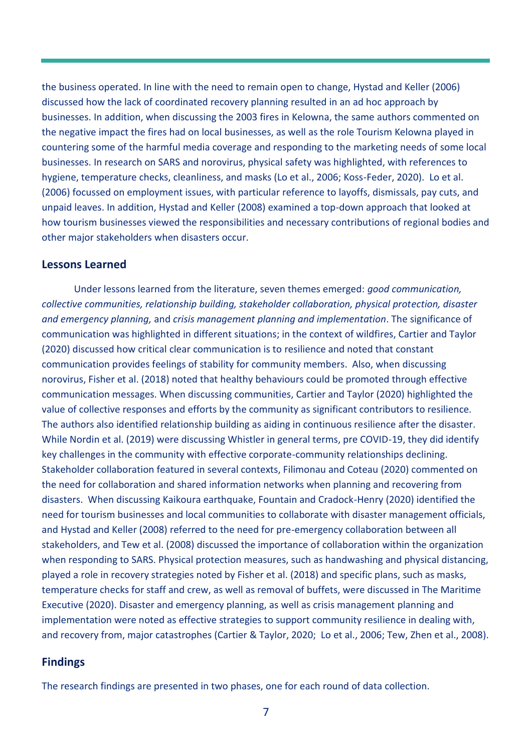the business operated. In line with the need to remain open to change, Hystad and Keller (2006) discussed how the lack of coordinated recovery planning resulted in an ad hoc approach by businesses. In addition, when discussing the 2003 fires in Kelowna, the same authors commented on the negative impact the fires had on local businesses, as well as the role Tourism Kelowna played in countering some of the harmful media coverage and responding to the marketing needs of some local businesses. In research on SARS and norovirus, physical safety was highlighted, with references to hygiene, temperature checks, cleanliness, and masks (Lo et al., 2006; Koss-Feder, 2020). Lo et al. (2006) focussed on employment issues, with particular reference to layoffs, dismissals, pay cuts, and unpaid leaves. In addition, Hystad and Keller (2008) examined a top-down approach that looked at how tourism businesses viewed the responsibilities and necessary contributions of regional bodies and other major stakeholders when disasters occur.

### Lessons Learned

Under lessons learned from the literature, seven themes emerged: *good communication, collective communities, relationship building, stakeholder collaboration, physical protection, disaster and emergency planning,* and *crisis management planning and implementation*. The significance of communication was highlighted in different situations; in the context of wildfires, Cartier and Taylor (2020) discussed how critical clear communication is to resilience and noted that constant communication provides feelings of stability for community members. Also, when discussing norovirus, Fisher et al. (2018) noted that healthy behaviours could be promoted through effective communication messages. When discussing communities, Cartier and Taylor (2020) highlighted the value of collective responses and efforts by the community as significant contributors to resilience. The authors also identified relationship building as aiding in continuous resilience after the disaster. While Nordin et al. (2019) were discussing Whistler in general terms, pre COVID-19, they did identify key challenges in the community with effective corporate-community relationships declining. Stakeholder collaboration featured in several contexts, Filimonau and Coteau (2020) commented on the need for collaboration and shared information networks when planning and recovering from disasters. When discussing Kaikoura earthquake, Fountain and Cradock-Henry (2020) identified the need for tourism businesses and local communities to collaborate with disaster management officials, and Hystad and Keller (2008) referred to the need for pre-emergency collaboration between all stakeholders, and Tew et al. (2008) discussed the importance of collaboration within the organization when responding to SARS. Physical protection measures, such as handwashing and physical distancing, played a role in recovery strategies noted by Fisher et al. (2018) and specific plans, such as masks, temperature checks for staff and crew, as well as removal of buffets, were discussed in The Maritime Executive (2020). Disaster and emergency planning, as well as crisis management planning and implementation were noted as effective strategies to support community resilience in dealing with, and recovery from, major catastrophes (Cartier & Taylor, 2020; Lo et al., 2006; Tew, Zhen et al., 2008).

## Findings

The research findings are presented in two phases, one for each round of data collection.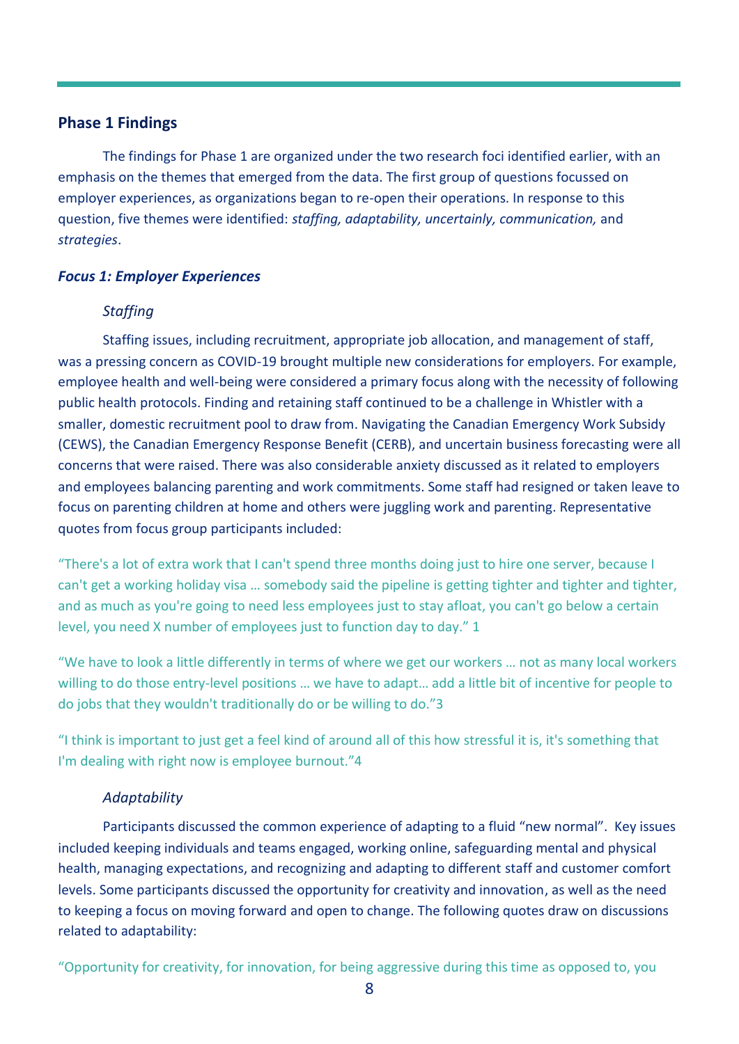## Phase 1 Findings

The findings for Phase 1 are organized under the two research foci identified earlier, with an emphasis on the themes that emerged from the data. The first group of questions focussed on employer experiences, as organizations began to re-open their operations. In response to this question, five themes were identified: *staffing, adaptability, uncertainly, communication,* and *strategies*.

### *Focus 1: Employer Experiences*

#### *Staffing*

Staffing issues, including recruitment, appropriate job allocation, and management of staff, was a pressing concern as COVID-19 brought multiple new considerations for employers. For example, employee health and well-being were considered a primary focus along with the necessity of following public health protocols. Finding and retaining staff continued to be a challenge in Whistler with a smaller, domestic recruitment pool to draw from. Navigating the Canadian Emergency Work Subsidy (CEWS), the Canadian Emergency Response Benefit (CERB), and uncertain business forecasting were all concerns that were raised. There was also considerable anxiety discussed as it related to employers and employees balancing parenting and work commitments. Some staff had resigned or taken leave to focus on parenting children at home and others were juggling work and parenting. Representative quotes from focus group participants included:

"There's a lot of extra work that I can't spend three months doing just to hire one server, because I can't get a working holiday visa … somebody said the pipeline is getting tighter and tighter and tighter, and as much as you're going to need less employees just to stay afloat, you can't go below a certain level, you need X number of employees just to function day to day." 1

"We have to look a little differently in terms of where we get our workers … not as many local workers willing to do those entry-level positions … we have to adapt… add a little bit of incentive for people to do jobs that they wouldn't traditionally do or be willing to do."3

"I think is important to just get a feel kind of around all of this how stressful it is, it's something that I'm dealing with right now is employee burnout."4

#### *Adaptability*

Participants discussed the common experience of adapting to a fluid "new normal". Key issues included keeping individuals and teams engaged, working online, safeguarding mental and physical health, managing expectations, and recognizing and adapting to different staff and customer comfort levels. Some participants discussed the opportunity for creativity and innovation, as well as the need to keeping a focus on moving forward and open to change. The following quotes draw on discussions related to adaptability:

"Opportunity for creativity, for innovation, for being aggressive during this time as opposed to, you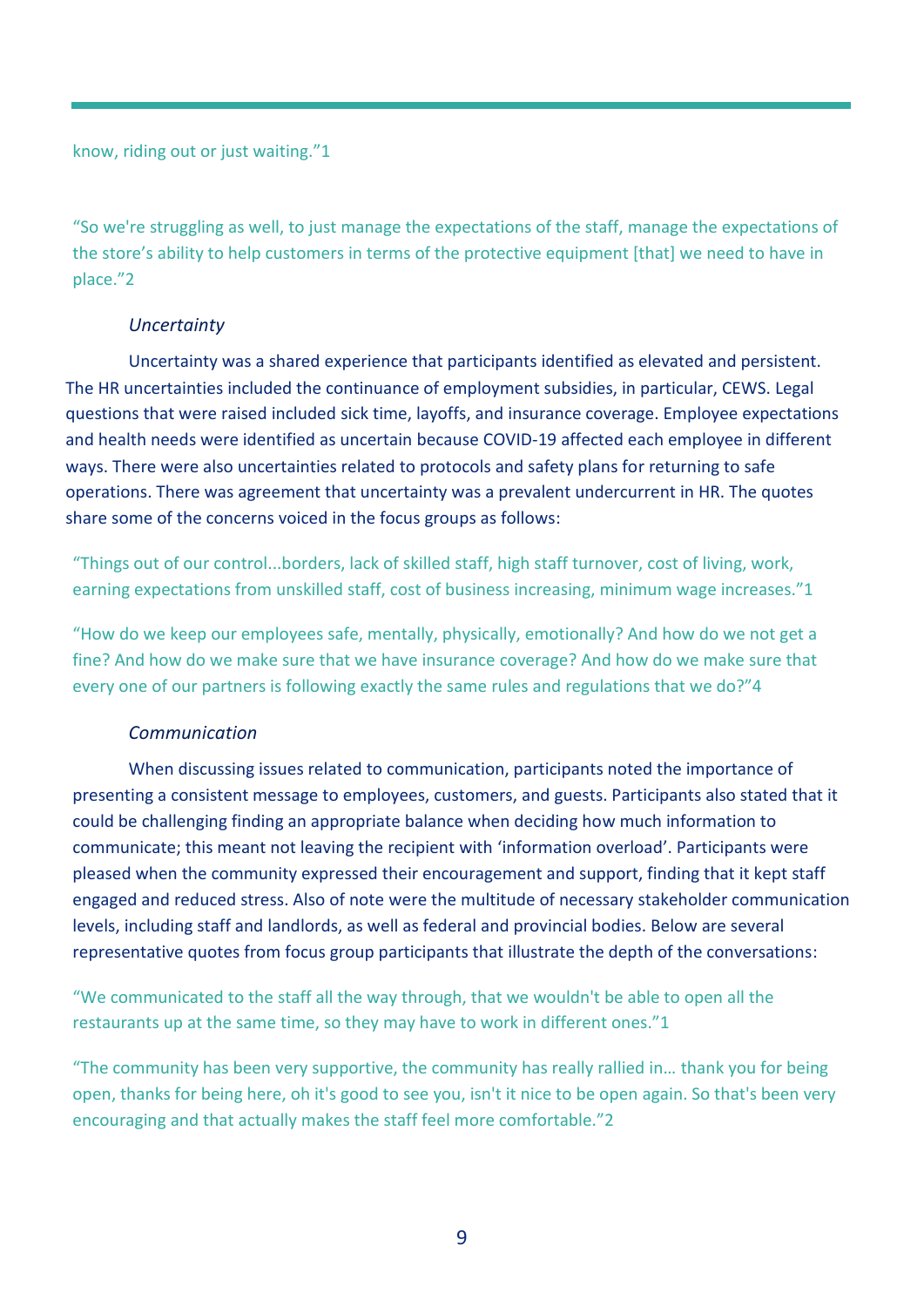know, riding out or just waiting."1

"So we're struggling as well, to just manage the expectations of the staff, manage the expectations of the store's ability to help customers in terms of the protective equipment [that] we need to have in place."2

*Uncertainty*

Uncertainty was a shared experience that participants identified as elevated and persistent. The HR uncertainties included the continuance of employment subsidies, in particular, CEWS. Legal questions that were raised included sick time, layoffs, and insurance coverage. Employee expectations and health needs were identified as uncertain because COVID-19 affected each employee in different ways. There were also uncertainties related to protocols and safety plans for returning to safe operations. There was agreement that uncertainty was a prevalent undercurrent in HR. The quotes share some of the concerns voiced in the focus groups as follows:

"Things out of our control...borders, lack of skilled staff, high staff turnover, cost of living, work, earning expectations from unskilled staff, cost of business increasing, minimum wage increases."1

"How do we keep our employees safe, mentally, physically, emotionally? And how do we not get a fine? And how do we make sure that we have insurance coverage? And how do we make sure that every one of our partners is following exactly the same rules and regulations that we do?"4

*Communication*

When discussing issues related to communication, participants noted the importance of presenting a consistent message to employees, customers, and guests. Participants also stated that it could be challenging finding an appropriate balance when deciding how much information to communicate; this meant not leaving the recipient with 'information overload'. Participants were pleased when the community expressed their encouragement and support, finding that it kept staff engaged and reduced stress. Also of note were the multitude of necessary stakeholder communication levels, including staff and landlords, as well as federal and provincial bodies. Below are several representative quotes from focus group participants that illustrate the depth of the conversations:

"We communicated to the staff all the way through, that we wouldn't be able to open all the restaurants up at the same time, so they may have to work in different ones."1

"The community has been very supportive, the community has really rallied in… thank you for being open, thanks for being here, oh it's good to see you, isn't it nice to be open again. So that's been very encouraging and that actually makes the staff feel more comfortable."2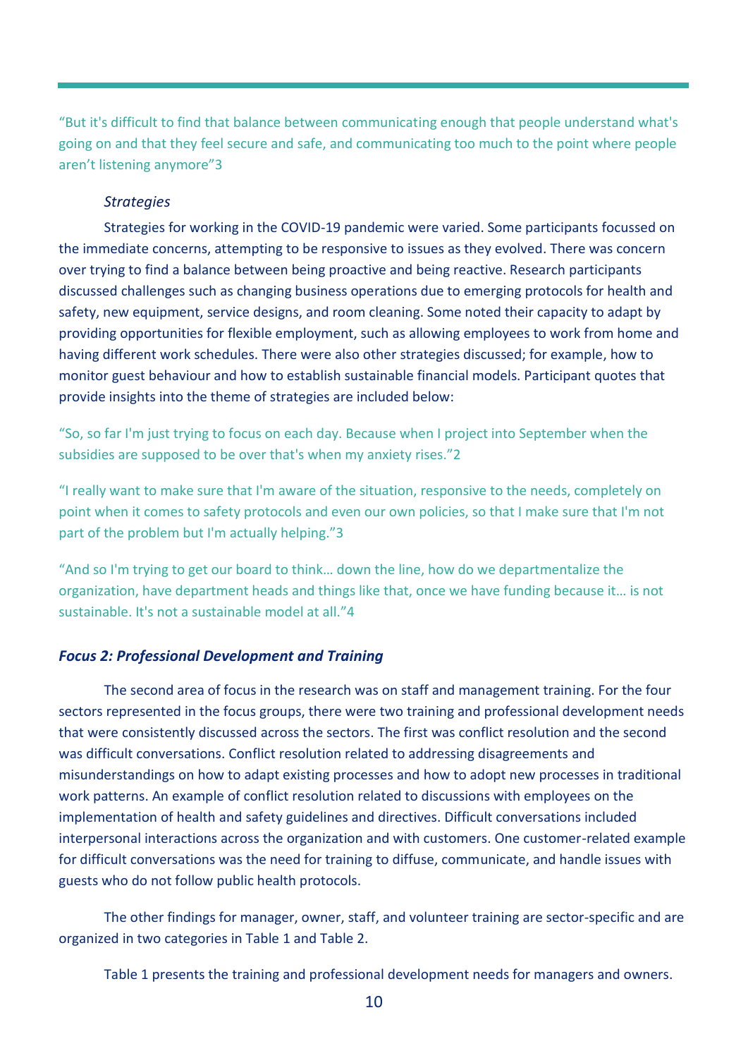"But it's difficult to find that balance between communicating enough that people understand what's going on and that they feel secure and safe, and communicating too much to the point where people aren't listening anymore"3

*Strategies*

Strategies for working in the COVID-19 pandemic were varied. Some participants focussed on the immediate concerns, attempting to be responsive to issues as they evolved. There was concern over trying to find a balance between being proactive and being reactive. Research participants discussed challenges such as changing business operations due to emerging protocols for health and safety, new equipment, service designs, and room cleaning. Some noted their capacity to adapt by providing opportunities for flexible employment, such as allowing employees to work from home and having different work schedules. There were also other strategies discussed; for example, how to monitor guest behaviour and how to establish sustainable financial models. Participant quotes that provide insights into the theme of strategies are included below:

"So, so far I'm just trying to focus on each day. Because when I project into September when the subsidies are supposed to be over that's when my anxiety rises."2

"I really want to make sure that I'm aware of the situation, responsive to the needs, completely on point when it comes to safety protocols and even our own policies, so that I make sure that I'm not part of the problem but I'm actually helping."3

"And so I'm trying to get our board to think… down the line, how do we departmentalize the organization, have department heads and things like that, once we have funding because it… is not sustainable. It's not a sustainable model at all."4

### *Focus 2: Professional Development and Training*

The second area of focus in the research was on staff and management training. For the four sectors represented in the focus groups, there were two training and professional development needs that were consistently discussed across the sectors. The first was conflict resolution and the second was difficult conversations. Conflict resolution related to addressing disagreements and misunderstandings on how to adapt existing processes and how to adopt new processes in traditional work patterns. An example of conflict resolution related to discussions with employees on the implementation of health and safety guidelines and directives. Difficult conversations included interpersonal interactions across the organization and with customers. One customer-related example for difficult conversations was the need for training to diffuse, communicate, and handle issues with guests who do not follow public health protocols.

The other findings for manager, owner, staff, and volunteer training are sector-specific and are organized in two categories in Table 1 and Table 2.

Table 1 presents the training and professional development needs for managers and owners.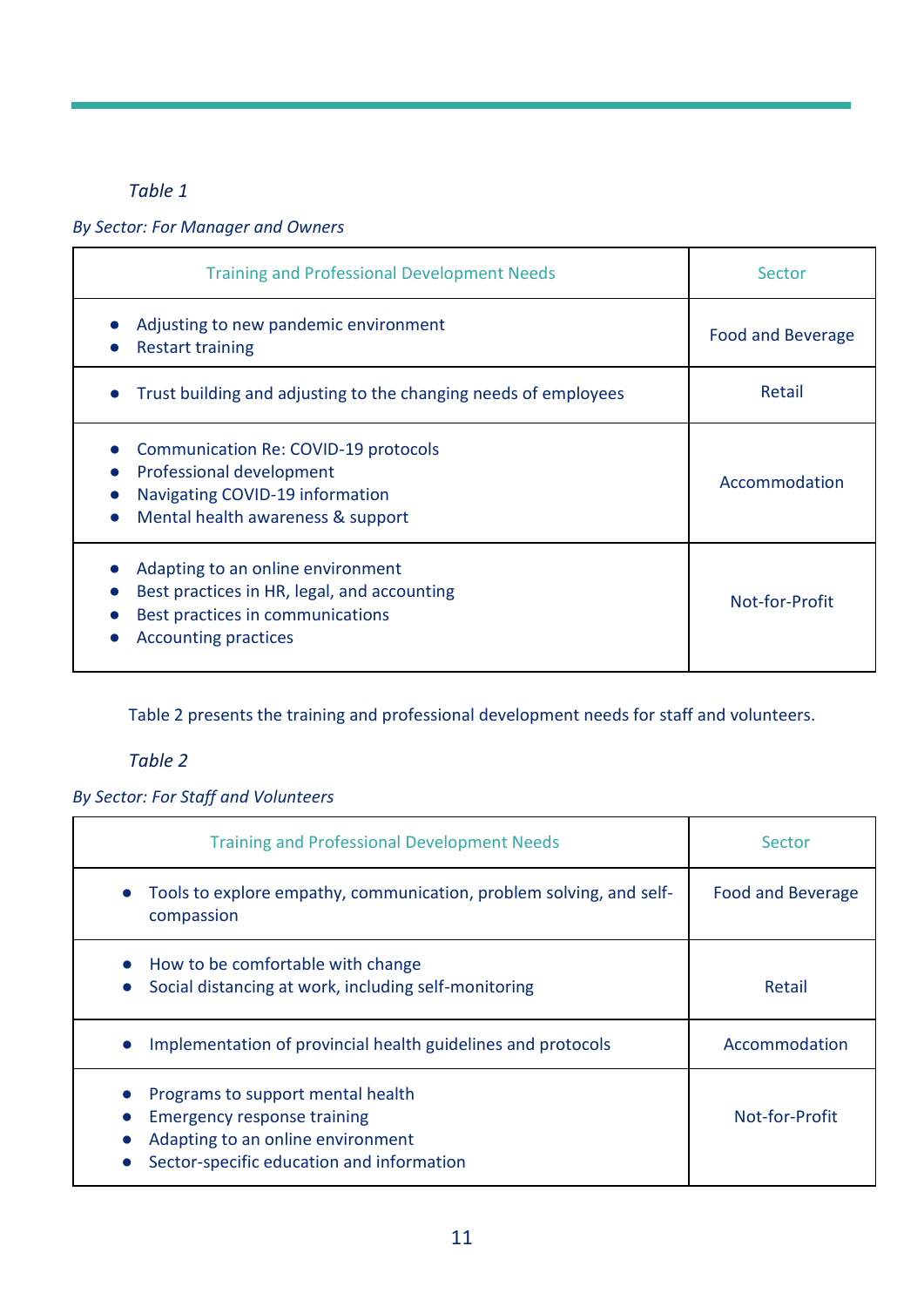*Table 1*

*By Sector: For Manager and Owners*

| Training and Professional Development Needs | Sector |
|---|---|
| • Adjusting to new pandemic environment<br>• Restart training | Food and Beverage |
| • Trust building and adjusting to the changing needs of employees | Retail |
| • Communication Re: COVID-19 protocols<br>• Professional development<br>• Navigating COVID-19 information<br>• Mental health awareness & support | Accommodation |
| • Adapting to an online environment<br>• Best practices in HR, legal, and accounting<br>• Best practices in communications<br>• Accounting practices | Not-for-Profit |

Table 2 presents the training and professional development needs for staff and volunteers.

*Table 2*

*By Sector: For Staff and Volunteers*

| Training and Professional Development Needs | Sector |
|---|---|
| • Tools to explore empathy, communication, problem solving, and self-compassion | Food and Beverage |
| • How to be comfortable with change<br>• Social distancing at work, including self-monitoring | Retail |
| • Implementation of provincial health guidelines and protocols | Accommodation |
| • Programs to support mental health<br>• Emergency response training<br>• Adapting to an online environment<br>• Sector-specific education and information | Not-for-Profit |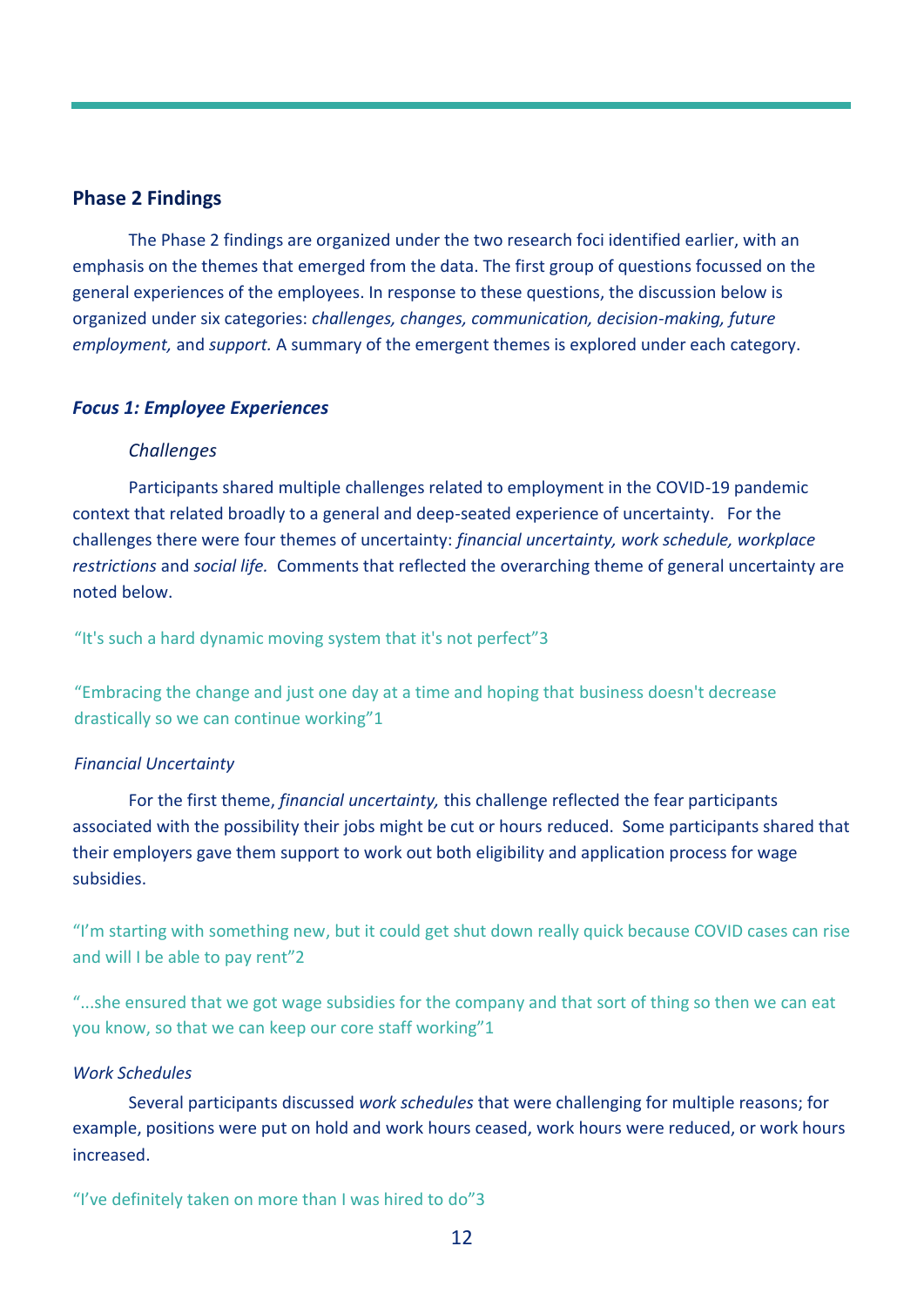## Phase 2 Findings

The Phase 2 findings are organized under the two research foci identified earlier, with an emphasis on the themes that emerged from the data. The first group of questions focussed on the general experiences of the employees. In response to these questions, the discussion below is organized under six categories: *challenges, changes, communication, decision-making, future employment,* and *support.* A summary of the emergent themes is explored under each category.

### *Focus 1: Employee Experiences*

#### *Challenges*

Participants shared multiple challenges related to employment in the COVID-19 pandemic context that related broadly to a general and deep-seated experience of uncertainty. For the challenges there were four themes of uncertainty: *financial uncertainty, work schedule, workplace restrictions* and *social life.* Comments that reflected the overarching theme of general uncertainty are noted below.

"It's such a hard dynamic moving system that it's not perfect"3

"Embracing the change and just one day at a time and hoping that business doesn't decrease drastically so we can continue working"1

#### *Financial Uncertainty*

For the first theme, *financial uncertainty,* this challenge reflected the fear participants associated with the possibility their jobs might be cut or hours reduced. Some participants shared that their employers gave them support to work out both eligibility and application process for wage subsidies.

"I'm starting with something new, but it could get shut down really quick because COVID cases can rise and will I be able to pay rent"2

"...she ensured that we got wage subsidies for the company and that sort of thing so then we can eat you know, so that we can keep our core staff working"1

#### *Work Schedules*

Several participants discussed *work schedules* that were challenging for multiple reasons; for example, positions were put on hold and work hours ceased, work hours were reduced, or work hours increased.

"I've definitely taken on more than I was hired to do"3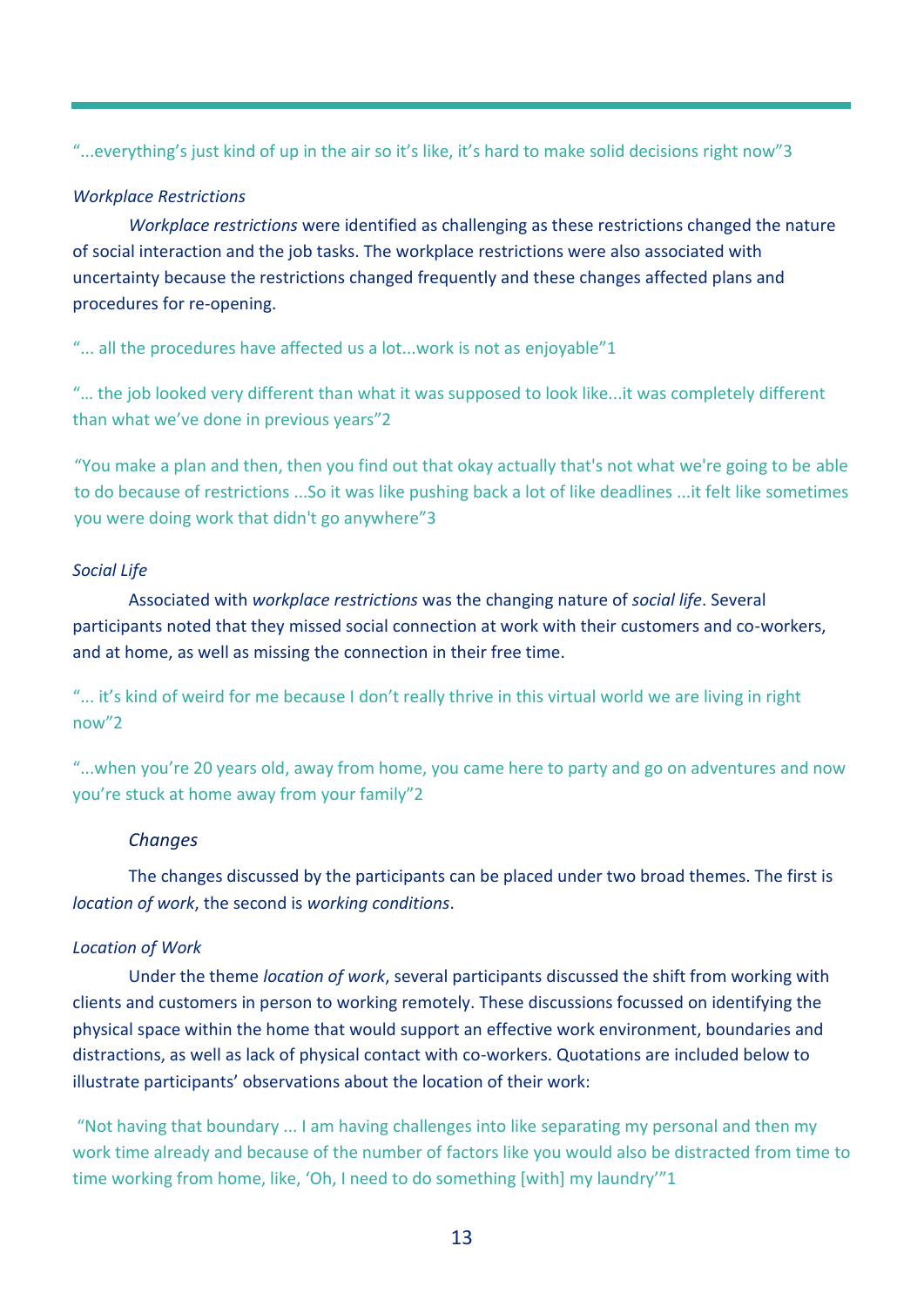"...everything's just kind of up in the air so it's like, it's hard to make solid decisions right now"3

*Workplace Restrictions*

*Workplace restrictions* were identified as challenging as these restrictions changed the nature of social interaction and the job tasks. The workplace restrictions were also associated with uncertainty because the restrictions changed frequently and these changes affected plans and procedures for re-opening.

"... all the procedures have affected us a lot...work is not as enjoyable"1

"… the job looked very different than what it was supposed to look like...it was completely different than what we've done in previous years"2

"You make a plan and then, then you find out that okay actually that's not what we're going to be able to do because of restrictions ...So it was like pushing back a lot of like deadlines ...it felt like sometimes you were doing work that didn't go anywhere"3

*Social Life*

Associated with *workplace restrictions* was the changing nature of *social life*. Several participants noted that they missed social connection at work with their customers and co-workers, and at home, as well as missing the connection in their free time.

"... it's kind of weird for me because I don't really thrive in this virtual world we are living in right now"2

"...when you're 20 years old, away from home, you came here to party and go on adventures and now you're stuck at home away from your family"2

*Changes*

The changes discussed by the participants can be placed under two broad themes. The first is *location of work*, the second is *working conditions*.

*Location of Work*

Under the theme *location of work*, several participants discussed the shift from working with clients and customers in person to working remotely. These discussions focussed on identifying the physical space within the home that would support an effective work environment, boundaries and distractions, as well as lack of physical contact with co-workers. Quotations are included below to illustrate participants' observations about the location of their work:

"Not having that boundary ... I am having challenges into like separating my personal and then my work time already and because of the number of factors like you would also be distracted from time to time working from home, like, 'Oh, I need to do something [with] my laundry'"1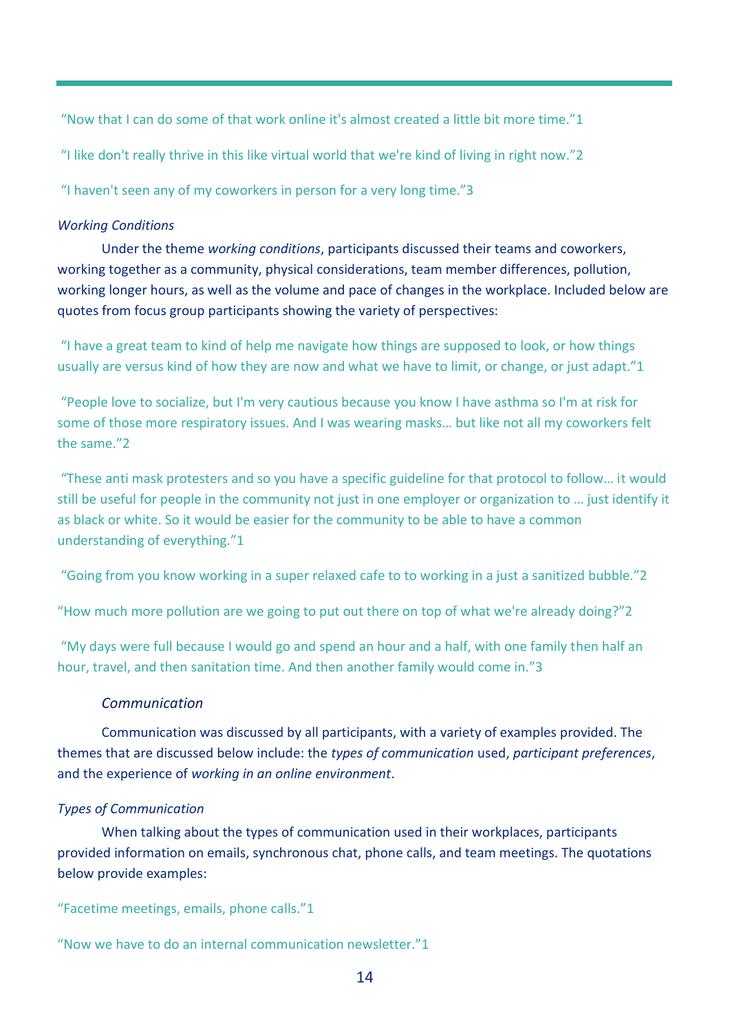"Now that I can do some of that work online it's almost created a little bit more time."1

"I like don't really thrive in this like virtual world that we're kind of living in right now."2

"I haven't seen any of my coworkers in person for a very long time."3

*Working Conditions*

Under the theme *working conditions*, participants discussed their teams and coworkers, working together as a community, physical considerations, team member differences, pollution, working longer hours, as well as the volume and pace of changes in the workplace. Included below are quotes from focus group participants showing the variety of perspectives:

"I have a great team to kind of help me navigate how things are supposed to look, or how things usually are versus kind of how they are now and what we have to limit, or change, or just adapt."1

"People love to socialize, but I'm very cautious because you know I have asthma so I'm at risk for some of those more respiratory issues. And I was wearing masks… but like not all my coworkers felt the same."2

"These anti mask protesters and so you have a specific guideline for that protocol to follow… it would still be useful for people in the community not just in one employer or organization to … just identify it as black or white. So it would be easier for the community to be able to have a common understanding of everything."1

"Going from you know working in a super relaxed cafe to to working in a just a sanitized bubble."2

"How much more pollution are we going to put out there on top of what we're already doing?"2

"My days were full because I would go and spend an hour and a half, with one family then half an hour, travel, and then sanitation time. And then another family would come in."3

*Communication*

Communication was discussed by all participants, with a variety of examples provided. The themes that are discussed below include: the *types of communication* used, *participant preferences*, and the experience of *working in an online environment*.

*Types of Communication*

When talking about the types of communication used in their workplaces, participants provided information on emails, synchronous chat, phone calls, and team meetings. The quotations below provide examples:

"Facetime meetings, emails, phone calls."1

"Now we have to do an internal communication newsletter."1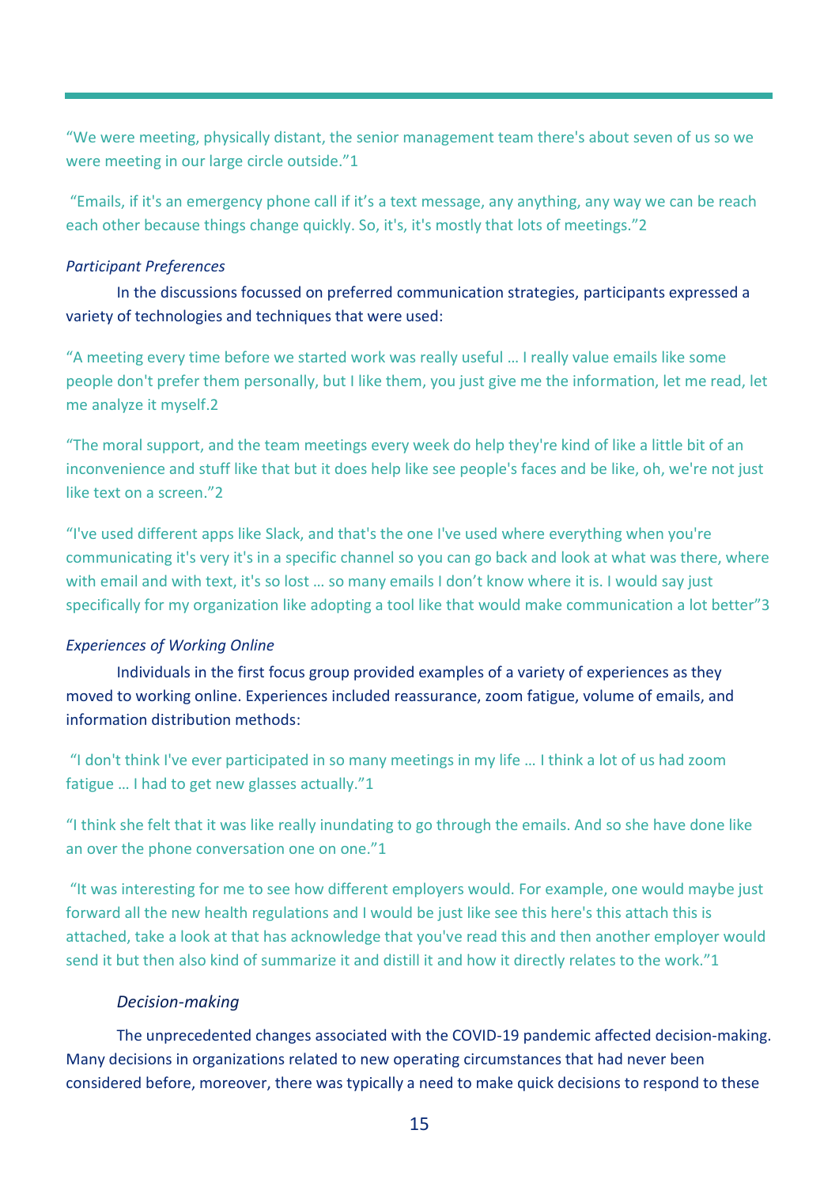"We were meeting, physically distant, the senior management team there's about seven of us so we were meeting in our large circle outside."1

"Emails, if it's an emergency phone call if it's a text message, any anything, any way we can be reach each other because things change quickly. So, it's, it's mostly that lots of meetings."2

*Participant Preferences*

In the discussions focussed on preferred communication strategies, participants expressed a variety of technologies and techniques that were used:

"A meeting every time before we started work was really useful … I really value emails like some people don't prefer them personally, but I like them, you just give me the information, let me read, let me analyze it myself.2

"The moral support, and the team meetings every week do help they're kind of like a little bit of an inconvenience and stuff like that but it does help like see people's faces and be like, oh, we're not just like text on a screen."2

"I've used different apps like Slack, and that's the one I've used where everything when you're communicating it's very it's in a specific channel so you can go back and look at what was there, where with email and with text, it's so lost … so many emails I don't know where it is. I would say just specifically for my organization like adopting a tool like that would make communication a lot better"3

*Experiences of Working Online*

Individuals in the first focus group provided examples of a variety of experiences as they moved to working online. Experiences included reassurance, zoom fatigue, volume of emails, and information distribution methods:

"I don't think I've ever participated in so many meetings in my life … I think a lot of us had zoom fatigue … I had to get new glasses actually."1

"I think she felt that it was like really inundating to go through the emails. And so she have done like an over the phone conversation one on one."1

"It was interesting for me to see how different employers would. For example, one would maybe just forward all the new health regulations and I would be just like see this here's this attach this is attached, take a look at that has acknowledge that you've read this and then another employer would send it but then also kind of summarize it and distill it and how it directly relates to the work."1

*Decision-making*

The unprecedented changes associated with the COVID-19 pandemic affected decision-making. Many decisions in organizations related to new operating circumstances that had never been considered before, moreover, there was typically a need to make quick decisions to respond to these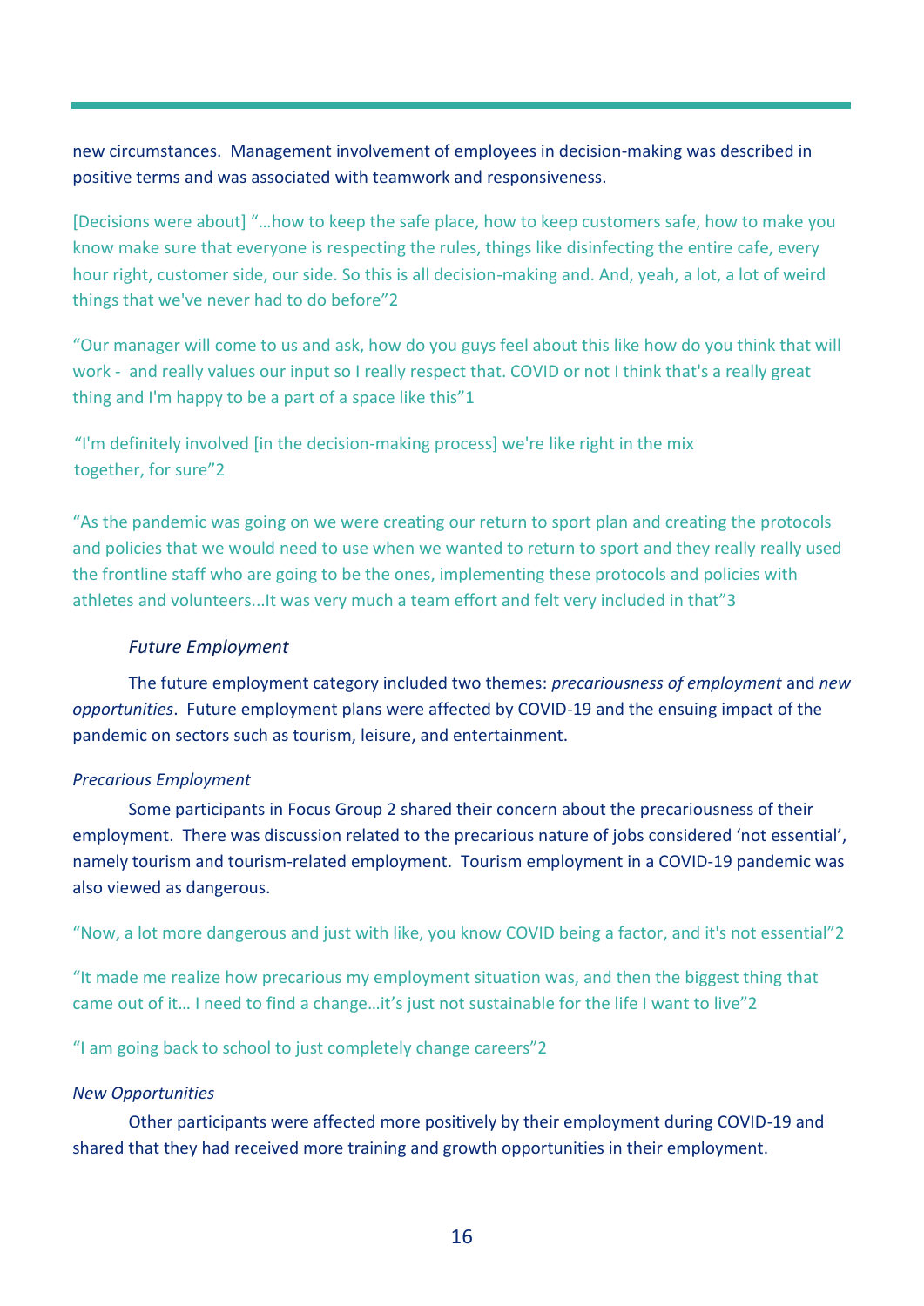new circumstances. Management involvement of employees in decision-making was described in positive terms and was associated with teamwork and responsiveness.

[Decisions were about] "…how to keep the safe place, how to keep customers safe, how to make you know make sure that everyone is respecting the rules, things like disinfecting the entire cafe, every hour right, customer side, our side. So this is all decision-making and. And, yeah, a lot, a lot of weird things that we've never had to do before"2

"Our manager will come to us and ask, how do you guys feel about this like how do you think that will work - and really values our input so I really respect that. COVID or not I think that's a really great thing and I'm happy to be a part of a space like this"1

"I'm definitely involved [in the decision-making process] we're like right in the mix together, for sure"2

"As the pandemic was going on we were creating our return to sport plan and creating the protocols and policies that we would need to use when we wanted to return to sport and they really really used the frontline staff who are going to be the ones, implementing these protocols and policies with athletes and volunteers...It was very much a team effort and felt very included in that"3

### *Future Employment*

The future employment category included two themes: *precariousness of employment* and *new opportunities*. Future employment plans were affected by COVID-19 and the ensuing impact of the pandemic on sectors such as tourism, leisure, and entertainment.

#### *Precarious Employment*

Some participants in Focus Group 2 shared their concern about the precariousness of their employment. There was discussion related to the precarious nature of jobs considered 'not essential', namely tourism and tourism-related employment. Tourism employment in a COVID-19 pandemic was also viewed as dangerous.

"Now, a lot more dangerous and just with like, you know COVID being a factor, and it's not essential"2

"It made me realize how precarious my employment situation was, and then the biggest thing that came out of it… I need to find a change…it's just not sustainable for the life I want to live"2

"I am going back to school to just completely change careers"2

#### *New Opportunities*

Other participants were affected more positively by their employment during COVID-19 and shared that they had received more training and growth opportunities in their employment.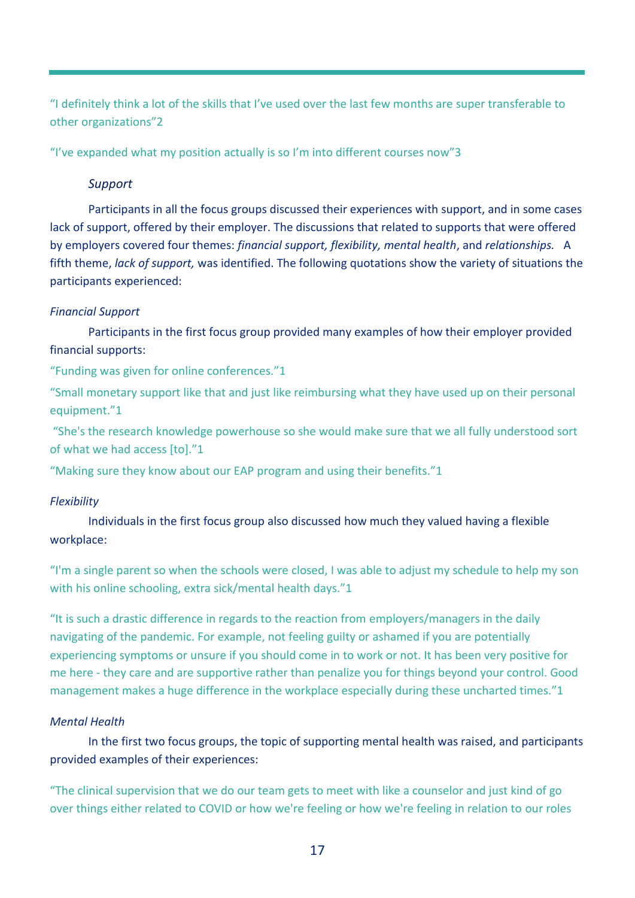"I definitely think a lot of the skills that I've used over the last few months are super transferable to other organizations"2

"I've expanded what my position actually is so I'm into different courses now"3

*Support*

Participants in all the focus groups discussed their experiences with support, and in some cases lack of support, offered by their employer. The discussions that related to supports that were offered by employers covered four themes: *financial support, flexibility, mental health*, and *relationships.* A fifth theme, *lack of support,* was identified. The following quotations show the variety of situations the participants experienced:

*Financial Support*

Participants in the first focus group provided many examples of how their employer provided financial supports:

"Funding was given for online conferences."1

"Small monetary support like that and just like reimbursing what they have used up on their personal equipment."1

"She's the research knowledge powerhouse so she would make sure that we all fully understood sort of what we had access [to]."1

"Making sure they know about our EAP program and using their benefits."1

*Flexibility*

Individuals in the first focus group also discussed how much they valued having a flexible workplace:

"I'm a single parent so when the schools were closed, I was able to adjust my schedule to help my son with his online schooling, extra sick/mental health days."1

"It is such a drastic difference in regards to the reaction from employers/managers in the daily navigating of the pandemic. For example, not feeling guilty or ashamed if you are potentially experiencing symptoms or unsure if you should come in to work or not. It has been very positive for me here - they care and are supportive rather than penalize you for things beyond your control. Good management makes a huge difference in the workplace especially during these uncharted times."1

*Mental Health*

In the first two focus groups, the topic of supporting mental health was raised, and participants provided examples of their experiences:

"The clinical supervision that we do our team gets to meet with like a counselor and just kind of go over things either related to COVID or how we're feeling or how we're feeling in relation to our roles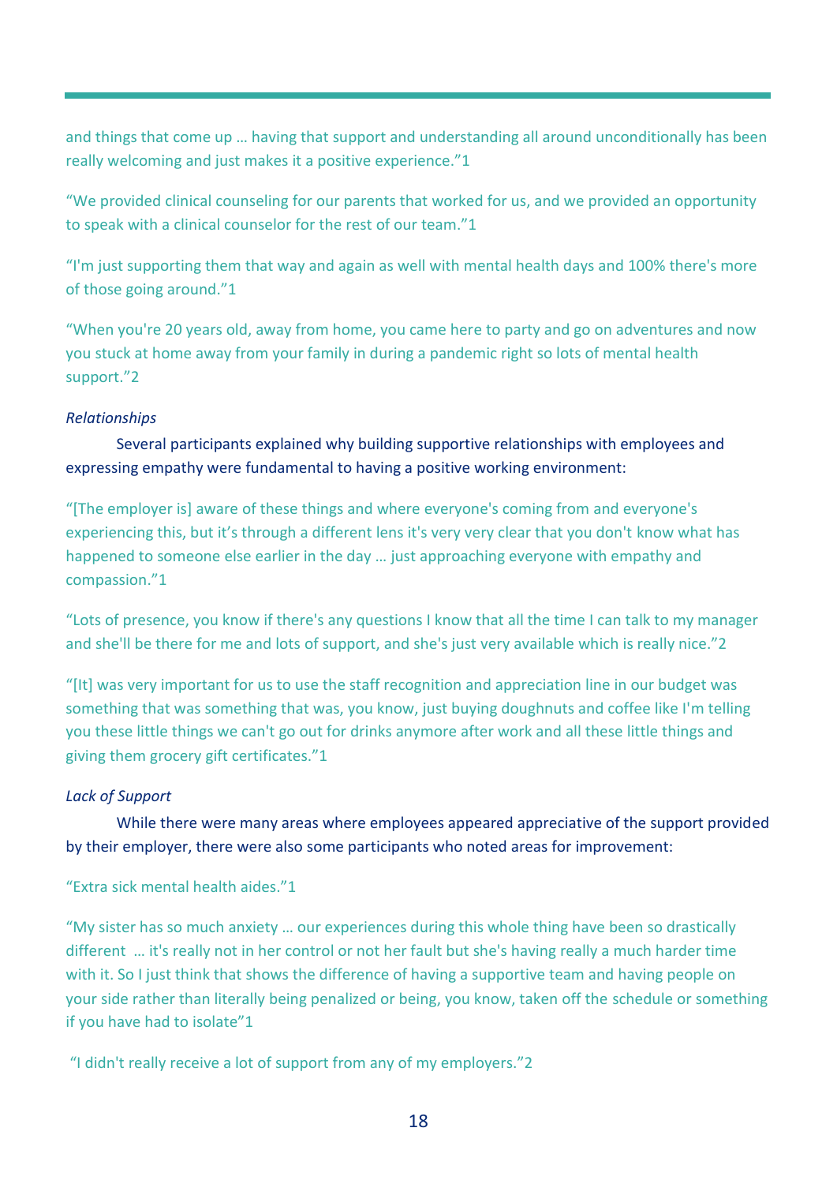and things that come up … having that support and understanding all around unconditionally has been really welcoming and just makes it a positive experience."1

"We provided clinical counseling for our parents that worked for us, and we provided an opportunity to speak with a clinical counselor for the rest of our team."1

"I'm just supporting them that way and again as well with mental health days and 100% there's more of those going around."1

"When you're 20 years old, away from home, you came here to party and go on adventures and now you stuck at home away from your family in during a pandemic right so lots of mental health support."2

*Relationships*

Several participants explained why building supportive relationships with employees and expressing empathy were fundamental to having a positive working environment:

"[The employer is] aware of these things and where everyone's coming from and everyone's experiencing this, but it's through a different lens it's very very clear that you don't know what has happened to someone else earlier in the day … just approaching everyone with empathy and compassion."1

"Lots of presence, you know if there's any questions I know that all the time I can talk to my manager and she'll be there for me and lots of support, and she's just very available which is really nice."2

"[It] was very important for us to use the staff recognition and appreciation line in our budget was something that was something that was, you know, just buying doughnuts and coffee like I'm telling you these little things we can't go out for drinks anymore after work and all these little things and giving them grocery gift certificates."1

*Lack of Support*

While there were many areas where employees appeared appreciative of the support provided by their employer, there were also some participants who noted areas for improvement:

"Extra sick mental health aides."1

"My sister has so much anxiety … our experiences during this whole thing have been so drastically different … it's really not in her control or not her fault but she's having really a much harder time with it. So I just think that shows the difference of having a supportive team and having people on your side rather than literally being penalized or being, you know, taken off the schedule or something if you have had to isolate"1

"I didn't really receive a lot of support from any of my employers."2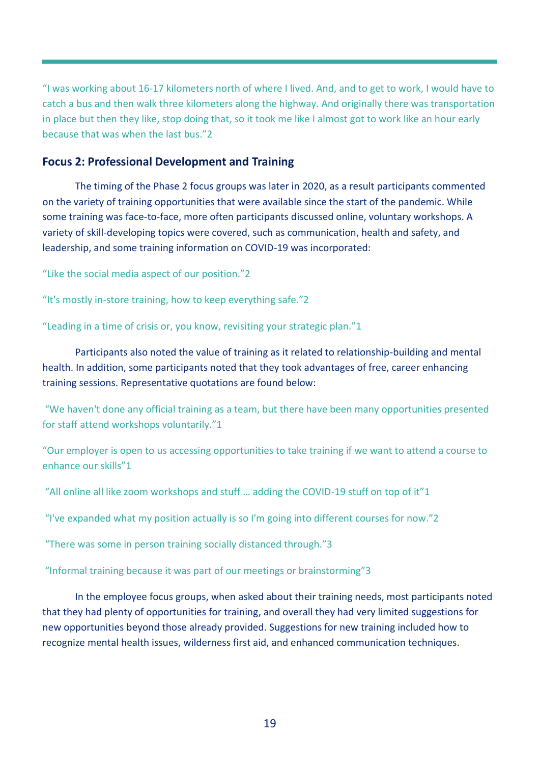"I was working about 16-17 kilometers north of where I lived. And, and to get to work, I would have to catch a bus and then walk three kilometers along the highway. And originally there was transportation in place but then they like, stop doing that, so it took me like I almost got to work like an hour early because that was when the last bus."2

## Focus 2: Professional Development and Training

The timing of the Phase 2 focus groups was later in 2020, as a result participants commented on the variety of training opportunities that were available since the start of the pandemic. While some training was face-to-face, more often participants discussed online, voluntary workshops. A variety of skill-developing topics were covered, such as communication, health and safety, and leadership, and some training information on COVID-19 was incorporated:

"Like the social media aspect of our position."2

"It's mostly in-store training, how to keep everything safe."2

"Leading in a time of crisis or, you know, revisiting your strategic plan."1

Participants also noted the value of training as it related to relationship-building and mental health. In addition, some participants noted that they took advantages of free, career enhancing training sessions. Representative quotations are found below:

"We haven't done any official training as a team, but there have been many opportunities presented for staff attend workshops voluntarily."1

"Our employer is open to us accessing opportunities to take training if we want to attend a course to enhance our skills"1

"All online all like zoom workshops and stuff … adding the COVID-19 stuff on top of it"1

"I've expanded what my position actually is so I'm going into different courses for now."2

"There was some in person training socially distanced through."3

"Informal training because it was part of our meetings or brainstorming"3

In the employee focus groups, when asked about their training needs, most participants noted that they had plenty of opportunities for training, and overall they had very limited suggestions for new opportunities beyond those already provided. Suggestions for new training included how to recognize mental health issues, wilderness first aid, and enhanced communication techniques.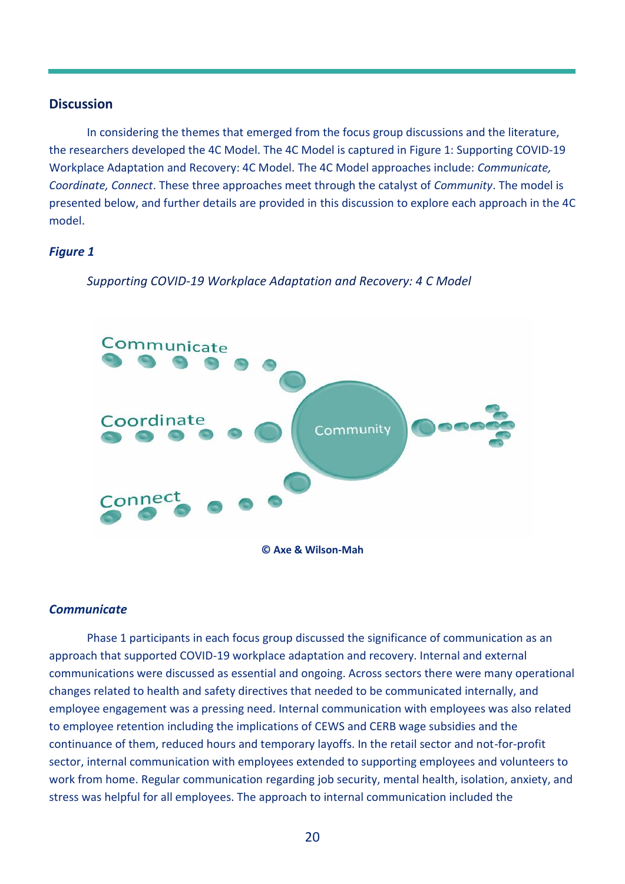## Discussion

In considering the themes that emerged from the focus group discussions and the literature, the researchers developed the 4C Model. The 4C Model is captured in Figure 1: Supporting COVID-19 Workplace Adaptation and Recovery: 4C Model. The 4C Model approaches include: *Communicate, Coordinate, Connect*. These three approaches meet through the catalyst of *Community*. The model is presented below, and further details are provided in this discussion to explore each approach in the 4C model.

***Figure 1***

*Supporting COVID-19 Workplace Adaptation and Recovery: 4 C Model*

Communicate

Coordinate

Community

Connect

**© Axe & Wilson-Mah**

### *Communicate*

Phase 1 participants in each focus group discussed the significance of communication as an approach that supported COVID-19 workplace adaptation and recovery. Internal and external communications were discussed as essential and ongoing. Across sectors there were many operational changes related to health and safety directives that needed to be communicated internally, and employee engagement was a pressing need. Internal communication with employees was also related to employee retention including the implications of CEWS and CERB wage subsidies and the continuance of them, reduced hours and temporary layoffs. In the retail sector and not-for-profit sector, internal communication with employees extended to supporting employees and volunteers to work from home. Regular communication regarding job security, mental health, isolation, anxiety, and stress was helpful for all employees. The approach to internal communication included the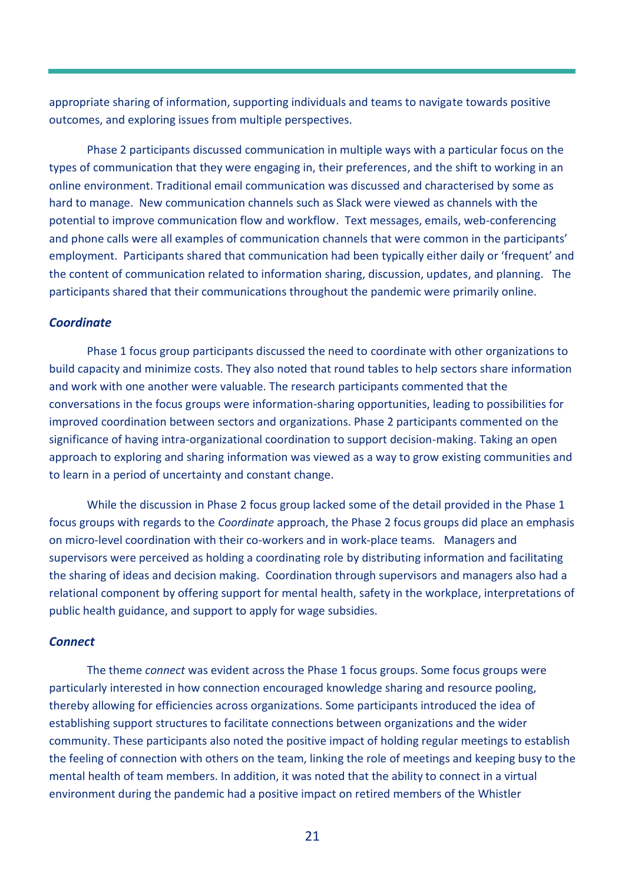appropriate sharing of information, supporting individuals and teams to navigate towards positive outcomes, and exploring issues from multiple perspectives.

Phase 2 participants discussed communication in multiple ways with a particular focus on the types of communication that they were engaging in, their preferences, and the shift to working in an online environment. Traditional email communication was discussed and characterised by some as hard to manage. New communication channels such as Slack were viewed as channels with the potential to improve communication flow and workflow. Text messages, emails, web-conferencing and phone calls were all examples of communication channels that were common in the participants' employment. Participants shared that communication had been typically either daily or 'frequent' and the content of communication related to information sharing, discussion, updates, and planning. The participants shared that their communications throughout the pandemic were primarily online.

### *Coordinate*

Phase 1 focus group participants discussed the need to coordinate with other organizations to build capacity and minimize costs. They also noted that round tables to help sectors share information and work with one another were valuable. The research participants commented that the conversations in the focus groups were information-sharing opportunities, leading to possibilities for improved coordination between sectors and organizations. Phase 2 participants commented on the significance of having intra-organizational coordination to support decision-making. Taking an open approach to exploring and sharing information was viewed as a way to grow existing communities and to learn in a period of uncertainty and constant change.

While the discussion in Phase 2 focus group lacked some of the detail provided in the Phase 1 focus groups with regards to the *Coordinate* approach, the Phase 2 focus groups did place an emphasis on micro-level coordination with their co-workers and in work-place teams. Managers and supervisors were perceived as holding a coordinating role by distributing information and facilitating the sharing of ideas and decision making. Coordination through supervisors and managers also had a relational component by offering support for mental health, safety in the workplace, interpretations of public health guidance, and support to apply for wage subsidies.

### *Connect*

The theme *connect* was evident across the Phase 1 focus groups. Some focus groups were particularly interested in how connection encouraged knowledge sharing and resource pooling, thereby allowing for efficiencies across organizations. Some participants introduced the idea of establishing support structures to facilitate connections between organizations and the wider community. These participants also noted the positive impact of holding regular meetings to establish the feeling of connection with others on the team, linking the role of meetings and keeping busy to the mental health of team members. In addition, it was noted that the ability to connect in a virtual environment during the pandemic had a positive impact on retired members of the Whistler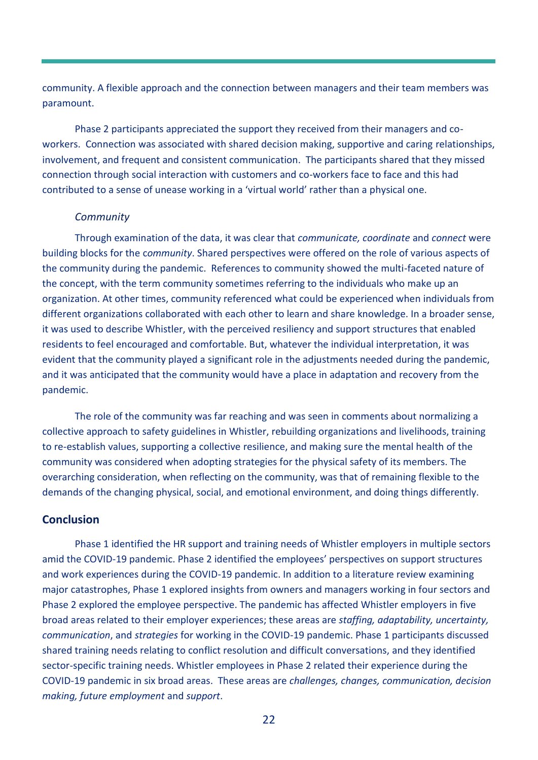community. A flexible approach and the connection between managers and their team members was paramount.

Phase 2 participants appreciated the support they received from their managers and co-workers. Connection was associated with shared decision making, supportive and caring relationships, involvement, and frequent and consistent communication. The participants shared that they missed connection through social interaction with customers and co-workers face to face and this had contributed to a sense of unease working in a 'virtual world' rather than a physical one.

*Community*

Through examination of the data, it was clear that *communicate, coordinate* and *connect* were building blocks for the c*ommunity*. Shared perspectives were offered on the role of various aspects of the community during the pandemic. References to community showed the multi-faceted nature of the concept, with the term community sometimes referring to the individuals who make up an organization. At other times, community referenced what could be experienced when individuals from different organizations collaborated with each other to learn and share knowledge. In a broader sense, it was used to describe Whistler, with the perceived resiliency and support structures that enabled residents to feel encouraged and comfortable. But, whatever the individual interpretation, it was evident that the community played a significant role in the adjustments needed during the pandemic, and it was anticipated that the community would have a place in adaptation and recovery from the pandemic.

The role of the community was far reaching and was seen in comments about normalizing a collective approach to safety guidelines in Whistler, rebuilding organizations and livelihoods, training to re-establish values, supporting a collective resilience, and making sure the mental health of the community was considered when adopting strategies for the physical safety of its members. The overarching consideration, when reflecting on the community, was that of remaining flexible to the demands of the changing physical, social, and emotional environment, and doing things differently.

## Conclusion

Phase 1 identified the HR support and training needs of Whistler employers in multiple sectors amid the COVID-19 pandemic. Phase 2 identified the employees' perspectives on support structures and work experiences during the COVID-19 pandemic. In addition to a literature review examining major catastrophes, Phase 1 explored insights from owners and managers working in four sectors and Phase 2 explored the employee perspective. The pandemic has affected Whistler employers in five broad areas related to their employer experiences; these areas are *staffing, adaptability, uncertainty, communication*, and *strategies* for working in the COVID-19 pandemic. Phase 1 participants discussed shared training needs relating to conflict resolution and difficult conversations, and they identified sector-specific training needs. Whistler employees in Phase 2 related their experience during the COVID-19 pandemic in six broad areas. These areas are *challenges, changes, communication, decision making, future employment* and *support*.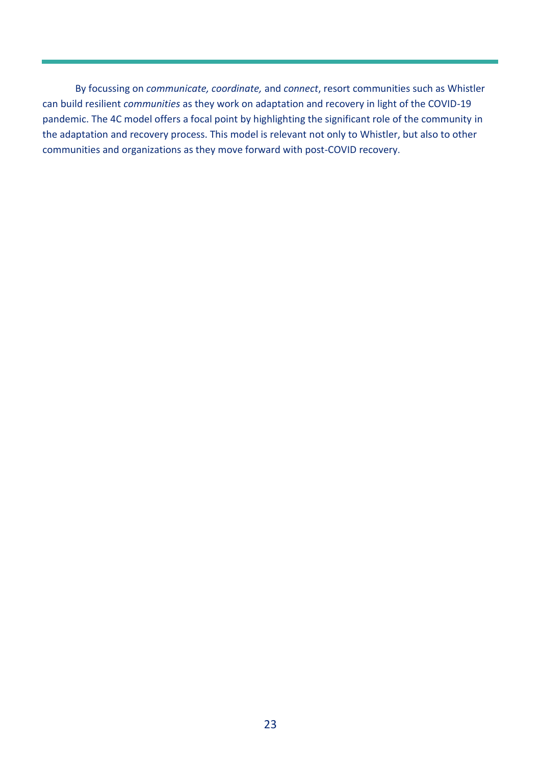By focussing on *communicate, coordinate,* and *connect*, resort communities such as Whistler can build resilient *communities* as they work on adaptation and recovery in light of the COVID-19 pandemic. The 4C model offers a focal point by highlighting the significant role of the community in the adaptation and recovery process. This model is relevant not only to Whistler, but also to other communities and organizations as they move forward with post-COVID recovery.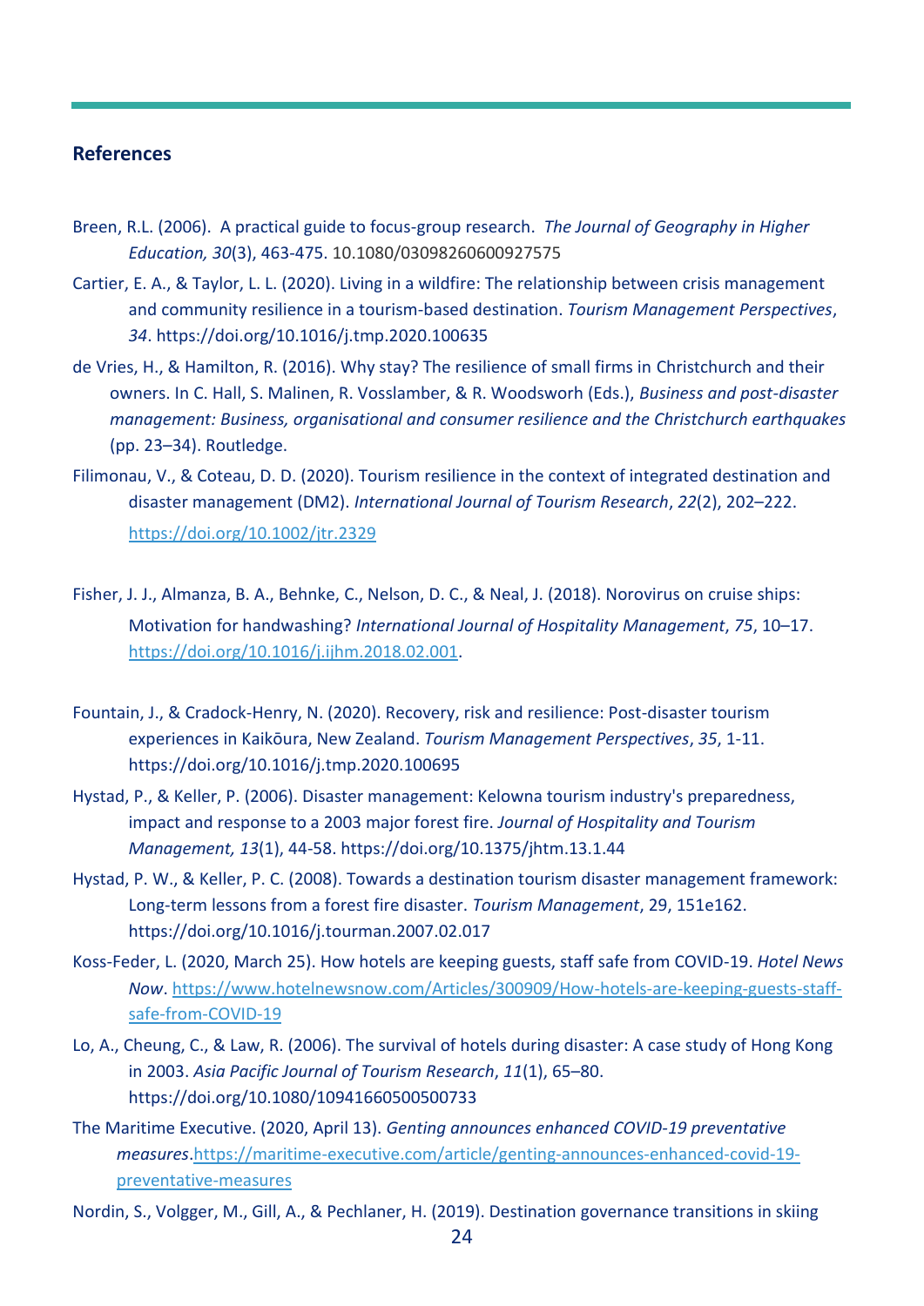## References

Breen, R.L. (2006). A practical guide to focus-group research. *The Journal of Geography in Higher Education, 30*(3), 463-475. 10.1080/03098260600927575

Cartier, E. A., & Taylor, L. L. (2020). Living in a wildfire: The relationship between crisis management and community resilience in a tourism-based destination. *Tourism Management Perspectives*, *34*. https://doi.org/10.1016/j.tmp.2020.100635

de Vries, H., & Hamilton, R. (2016). Why stay? The resilience of small firms in Christchurch and their owners. In C. Hall, S. Malinen, R. Vosslamber, & R. Woodsworh (Eds.), *Business and post-disaster management: Business, organisational and consumer resilience and the Christchurch earthquakes* (pp. 23–34). Routledge.

Filimonau, V., & Coteau, D. D. (2020). Tourism resilience in the context of integrated destination and disaster management (DM2). *International Journal of Tourism Research*, *22*(2), 202–222. https://doi.org/10.1002/jtr.2329

Fisher, J. J., Almanza, B. A., Behnke, C., Nelson, D. C., & Neal, J. (2018). Norovirus on cruise ships: Motivation for handwashing? *International Journal of Hospitality Management*, *75*, 10–17. https://doi.org/10.1016/j.ijhm.2018.02.001.

Fountain, J., & Cradock-Henry, N. (2020). Recovery, risk and resilience: Post-disaster tourism experiences in Kaikōura, New Zealand. *Tourism Management Perspectives*, *35*, 1-11. https://doi.org/10.1016/j.tmp.2020.100695

Hystad, P., & Keller, P. (2006). Disaster management: Kelowna tourism industry's preparedness, impact and response to a 2003 major forest fire. *Journal of Hospitality and Tourism Management, 13*(1), 44-58. https://doi.org/10.1375/jhtm.13.1.44

Hystad, P. W., & Keller, P. C. (2008). Towards a destination tourism disaster management framework: Long-term lessons from a forest fire disaster. *Tourism Management*, 29, 151e162. https://doi.org/10.1016/j.tourman.2007.02.017

Koss-Feder, L. (2020, March 25). How hotels are keeping guests, staff safe from COVID-19. *Hotel News Now*. https://www.hotelnewsnow.com/Articles/300909/How-hotels-are-keeping-guests-staff-safe-from-COVID-19

Lo, A., Cheung, C., & Law, R. (2006). The survival of hotels during disaster: A case study of Hong Kong in 2003. *Asia Pacific Journal of Tourism Research*, *11*(1), 65–80. https://doi.org/10.1080/10941660500500733

The Maritime Executive. (2020, April 13). *Genting announces enhanced COVID-19 preventative measures*.https://maritime-executive.com/article/genting-announces-enhanced-covid-19-preventative-measures

Nordin, S., Volgger, M., Gill, A., & Pechlaner, H. (2019). Destination governance transitions in skiing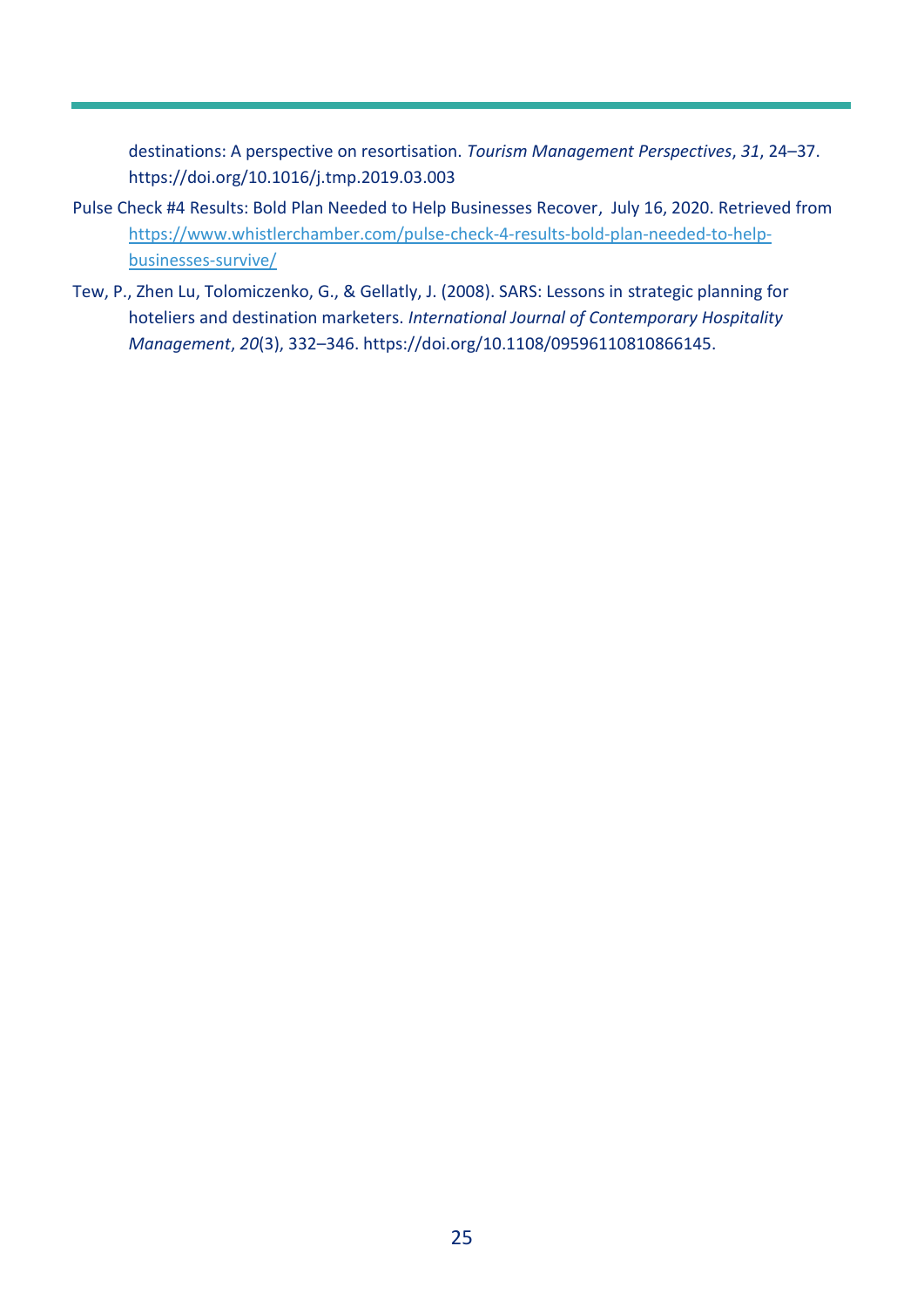destinations: A perspective on resortisation. *Tourism Management Perspectives*, *31*, 24–37. https://doi.org/10.1016/j.tmp.2019.03.003

Pulse Check #4 Results: Bold Plan Needed to Help Businesses Recover, July 16, 2020. Retrieved from https://www.whistlerchamber.com/pulse-check-4-results-bold-plan-needed-to-help-businesses-survive/

Tew, P., Zhen Lu, Tolomiczenko, G., & Gellatly, J. (2008). SARS: Lessons in strategic planning for hoteliers and destination marketers. *International Journal of Contemporary Hospitality Management*, *20*(3), 332–346. https://doi.org/10.1108/09596110810866145.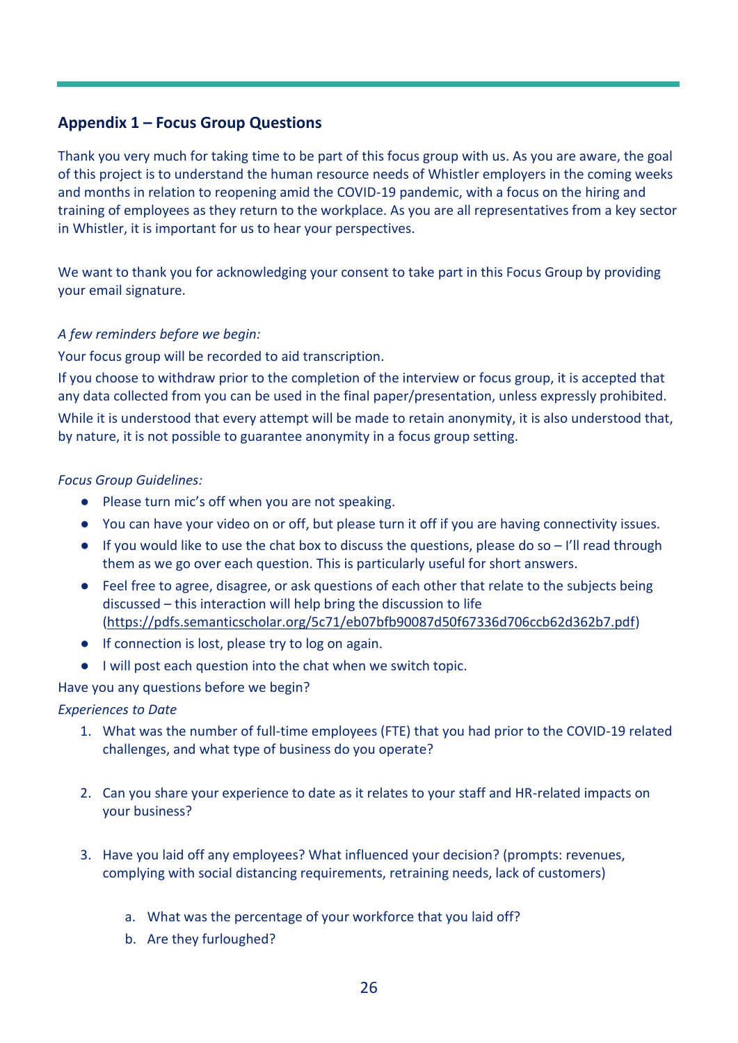## Appendix 1 – Focus Group Questions

Thank you very much for taking time to be part of this focus group with us. As you are aware, the goal of this project is to understand the human resource needs of Whistler employers in the coming weeks and months in relation to reopening amid the COVID-19 pandemic, with a focus on the hiring and training of employees as they return to the workplace. As you are all representatives from a key sector in Whistler, it is important for us to hear your perspectives.

We want to thank you for acknowledging your consent to take part in this Focus Group by providing your email signature.

*A few reminders before we begin:*

Your focus group will be recorded to aid transcription.

If you choose to withdraw prior to the completion of the interview or focus group, it is accepted that any data collected from you can be used in the final paper/presentation, unless expressly prohibited.

While it is understood that every attempt will be made to retain anonymity, it is also understood that, by nature, it is not possible to guarantee anonymity in a focus group setting.

*Focus Group Guidelines:*

- Please turn mic's off when you are not speaking.
- You can have your video on or off, but please turn it off if you are having connectivity issues.
- If you would like to use the chat box to discuss the questions, please do so – I'll read through them as we go over each question. This is particularly useful for short answers.
- Feel free to agree, disagree, or ask questions of each other that relate to the subjects being discussed – this interaction will help bring the discussion to life (https://pdfs.semanticscholar.org/5c71/eb07bfb90087d50f67336d706ccb62d362b7.pdf)
- If connection is lost, please try to log on again.
- I will post each question into the chat when we switch topic.

Have you any questions before we begin?

*Experiences to Date*

1. What was the number of full-time employees (FTE) that you had prior to the COVID-19 related challenges, and what type of business do you operate?

2. Can you share your experience to date as it relates to your staff and HR-related impacts on your business?

3. Have you laid off any employees? What influenced your decision? (prompts: revenues, complying with social distancing requirements, retraining needs, lack of customers)

    a. What was the percentage of your workforce that you laid off?
    b. Are they furloughed?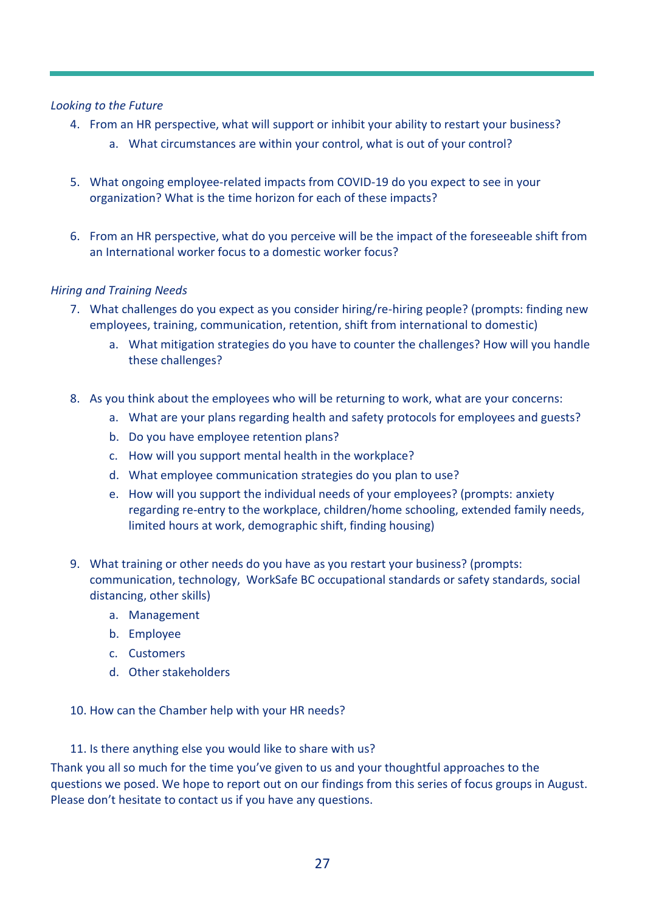*Looking to the Future*

4. From an HR perspective, what will support or inhibit your ability to restart your business?
    a. What circumstances are within your control, what is out of your control?

5. What ongoing employee-related impacts from COVID-19 do you expect to see in your organization? What is the time horizon for each of these impacts?

6. From an HR perspective, what do you perceive will be the impact of the foreseeable shift from an International worker focus to a domestic worker focus?

*Hiring and Training Needs*

7. What challenges do you expect as you consider hiring/re-hiring people? (prompts: finding new employees, training, communication, retention, shift from international to domestic)
    a. What mitigation strategies do you have to counter the challenges? How will you handle these challenges?

8. As you think about the employees who will be returning to work, what are your concerns:
    a. What are your plans regarding health and safety protocols for employees and guests?
    b. Do you have employee retention plans?
    c. How will you support mental health in the workplace?
    d. What employee communication strategies do you plan to use?
    e. How will you support the individual needs of your employees? (prompts: anxiety regarding re-entry to the workplace, children/home schooling, extended family needs, limited hours at work, demographic shift, finding housing)

9. What training or other needs do you have as you restart your business? (prompts: communication, technology, WorkSafe BC occupational standards or safety standards, social distancing, other skills)
    a. Management
    b. Employee
    c. Customers
    d. Other stakeholders

10. How can the Chamber help with your HR needs?

11. Is there anything else you would like to share with us?

Thank you all so much for the time you've given to us and your thoughtful approaches to the questions we posed. We hope to report out on our findings from this series of focus groups in August. Please don't hesitate to contact us if you have any questions.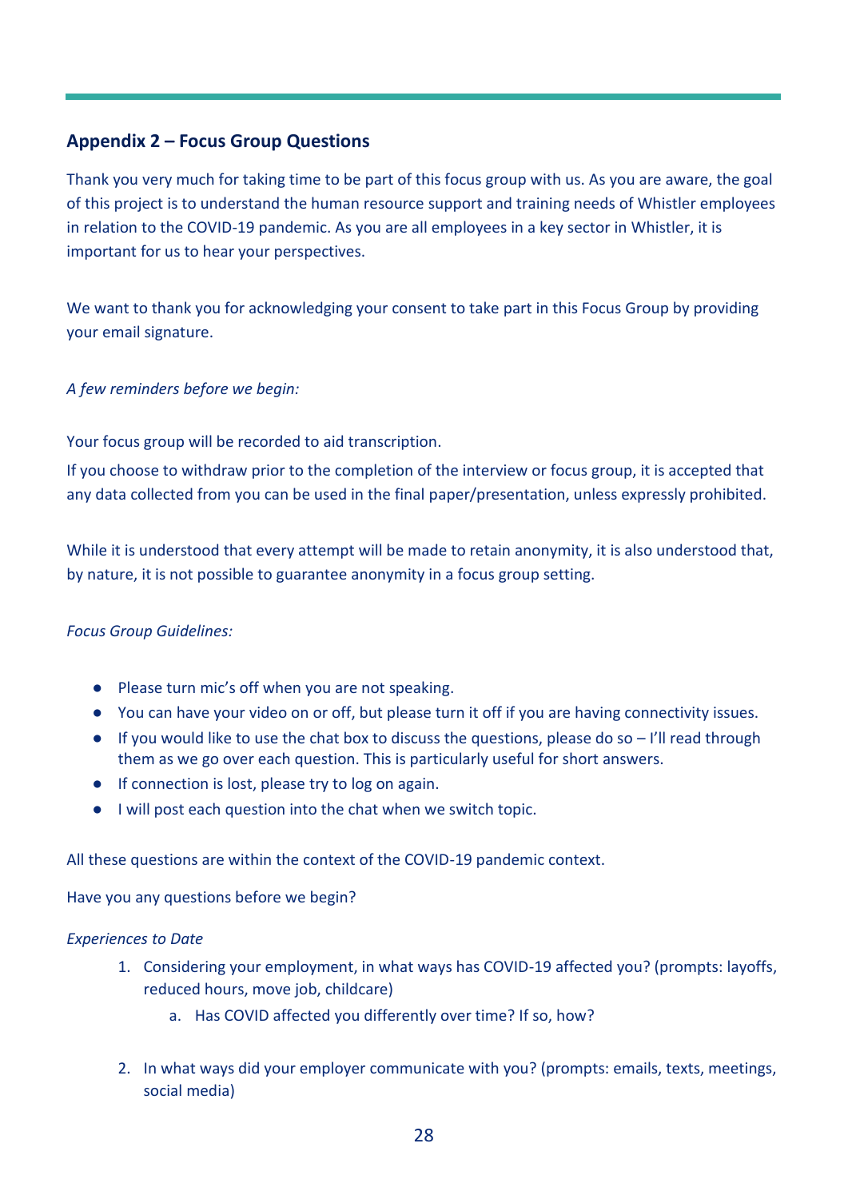## Appendix 2 – Focus Group Questions

Thank you very much for taking time to be part of this focus group with us. As you are aware, the goal of this project is to understand the human resource support and training needs of Whistler employees in relation to the COVID-19 pandemic. As you are all employees in a key sector in Whistler, it is important for us to hear your perspectives.

We want to thank you for acknowledging your consent to take part in this Focus Group by providing your email signature.

*A few reminders before we begin:*

Your focus group will be recorded to aid transcription.

If you choose to withdraw prior to the completion of the interview or focus group, it is accepted that any data collected from you can be used in the final paper/presentation, unless expressly prohibited.

While it is understood that every attempt will be made to retain anonymity, it is also understood that, by nature, it is not possible to guarantee anonymity in a focus group setting.

*Focus Group Guidelines:*

- Please turn mic's off when you are not speaking.
- You can have your video on or off, but please turn it off if you are having connectivity issues.
- If you would like to use the chat box to discuss the questions, please do so – I'll read through them as we go over each question. This is particularly useful for short answers.
- If connection is lost, please try to log on again.
- I will post each question into the chat when we switch topic.

All these questions are within the context of the COVID-19 pandemic context.

Have you any questions before we begin?

*Experiences to Date*

1. Considering your employment, in what ways has COVID-19 affected you? (prompts: layoffs, reduced hours, move job, childcare)
    a. Has COVID affected you differently over time? If so, how?

2. In what ways did your employer communicate with you? (prompts: emails, texts, meetings, social media)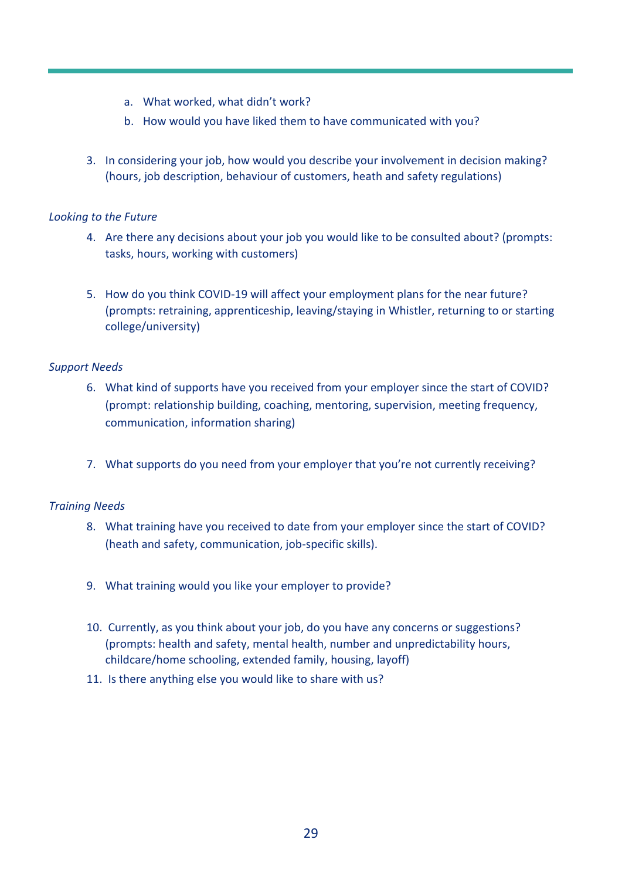a. What worked, what didn't work?
   b. How would you have liked them to have communicated with you?

3. In considering your job, how would you describe your involvement in decision making? (hours, job description, behaviour of customers, heath and safety regulations)

*Looking to the Future*

4. Are there any decisions about your job you would like to be consulted about? (prompts: tasks, hours, working with customers)

5. How do you think COVID-19 will affect your employment plans for the near future? (prompts: retraining, apprenticeship, leaving/staying in Whistler, returning to or starting college/university)

*Support Needs*

6. What kind of supports have you received from your employer since the start of COVID? (prompt: relationship building, coaching, mentoring, supervision, meeting frequency, communication, information sharing)

7. What supports do you need from your employer that you're not currently receiving?

*Training Needs*

8. What training have you received to date from your employer since the start of COVID? (heath and safety, communication, job-specific skills).

9. What training would you like your employer to provide?

10. Currently, as you think about your job, do you have any concerns or suggestions? (prompts: health and safety, mental health, number and unpredictability hours, childcare/home schooling, extended family, housing, layoff)
11. Is there anything else you would like to share with us?